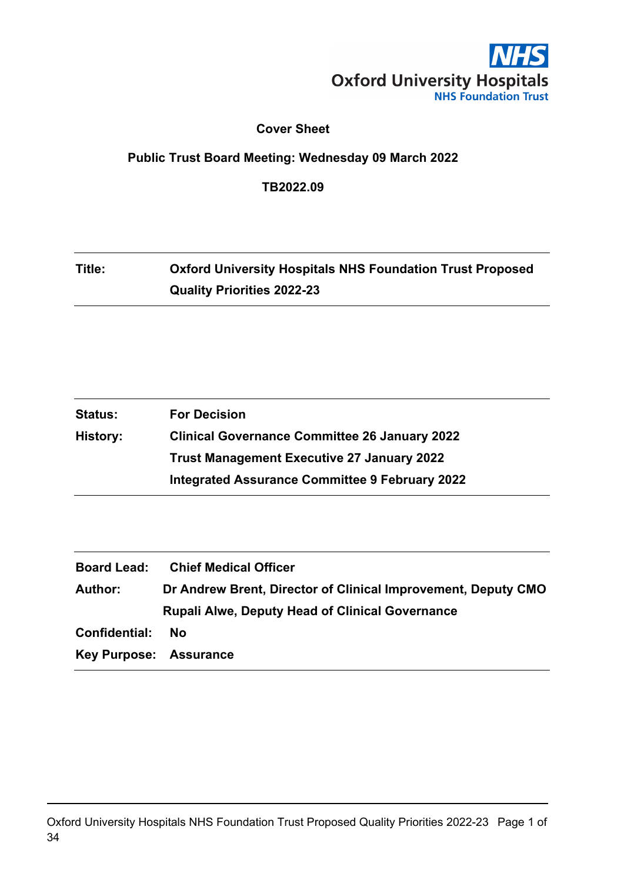Oxford University Hospitals
NHS Foundation Trust

# Cover Sheet

## Public Trust Board Meeting: Wednesday 09 March 2022

**TB2022.09**

| | |
|---|---|
| **Title:** | **Oxford University Hospitals NHS Foundation Trust Proposed Quality Priorities 2022-23** |

| | |
|---|---|
| **Status:** | **For Decision** |
| **History:** | **Clinical Governance Committee 26 January 2022** |
| | **Trust Management Executive 27 January 2022** |
| | **Integrated Assurance Committee 9 February 2022** |

| | |
|---|---|
| **Board Lead:** | **Chief Medical Officer** |
| **Author:** | **Dr Andrew Brent, Director of Clinical Improvement, Deputy CMO** |
| | **Rupali Alwe, Deputy Head of Clinical Governance** |
| **Confidential:** | **No** |
| **Key Purpose:** | **Assurance** |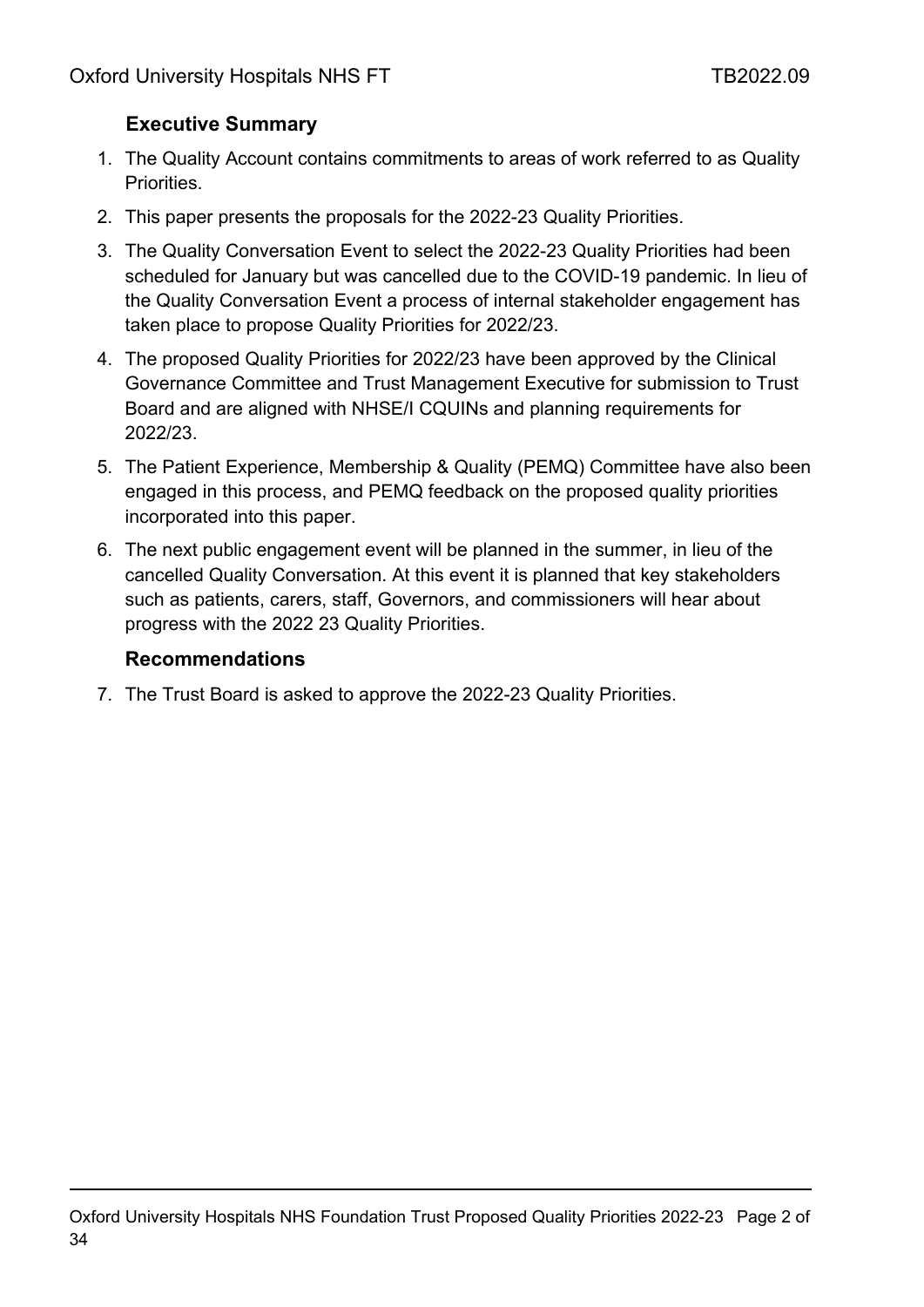## Executive Summary

1. The Quality Account contains commitments to areas of work referred to as Quality Priorities.
2. This paper presents the proposals for the 2022-23 Quality Priorities.
3. The Quality Conversation Event to select the 2022-23 Quality Priorities had been scheduled for January but was cancelled due to the COVID-19 pandemic. In lieu of the Quality Conversation Event a process of internal stakeholder engagement has taken place to propose Quality Priorities for 2022/23.
4. The proposed Quality Priorities for 2022/23 have been approved by the Clinical Governance Committee and Trust Management Executive for submission to Trust Board and are aligned with NHSE/I CQUINs and planning requirements for 2022/23.
5. The Patient Experience, Membership & Quality (PEMQ) Committee have also been engaged in this process, and PEMQ feedback on the proposed quality priorities incorporated into this paper.
6. The next public engagement event will be planned in the summer, in lieu of the cancelled Quality Conversation. At this event it is planned that key stakeholders such as patients, carers, staff, Governors, and commissioners will hear about progress with the 2022 23 Quality Priorities.

## Recommendations

7. The Trust Board is asked to approve the 2022-23 Quality Priorities.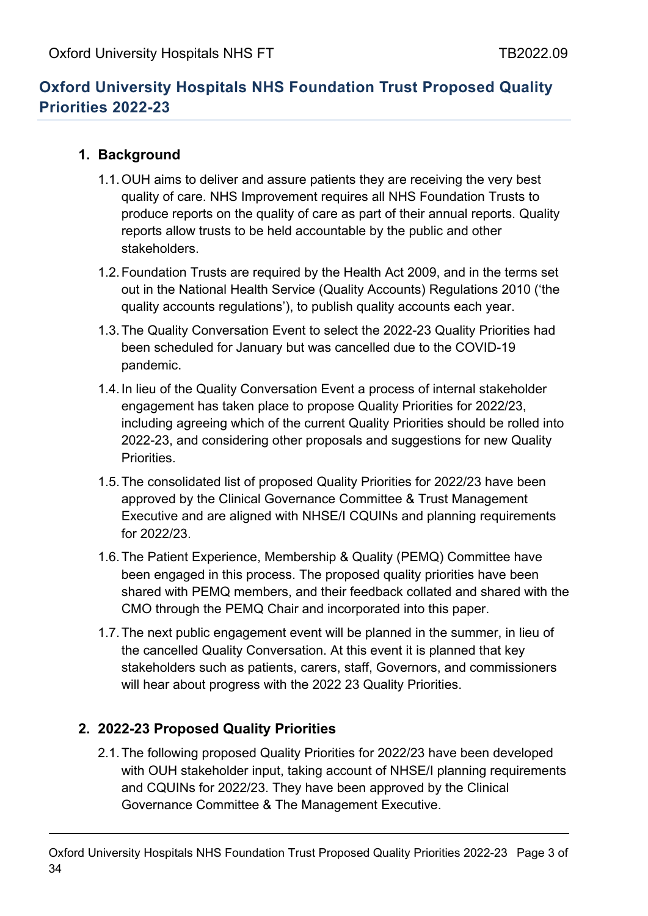# Oxford University Hospitals NHS Foundation Trust Proposed Quality Priorities 2022-23

## 1. Background

1.1. OUH aims to deliver and assure patients they are receiving the very best quality of care. NHS Improvement requires all NHS Foundation Trusts to produce reports on the quality of care as part of their annual reports. Quality reports allow trusts to be held accountable by the public and other stakeholders.

1.2. Foundation Trusts are required by the Health Act 2009, and in the terms set out in the National Health Service (Quality Accounts) Regulations 2010 ('the quality accounts regulations'), to publish quality accounts each year.

1.3. The Quality Conversation Event to select the 2022-23 Quality Priorities had been scheduled for January but was cancelled due to the COVID-19 pandemic.

1.4. In lieu of the Quality Conversation Event a process of internal stakeholder engagement has taken place to propose Quality Priorities for 2022/23, including agreeing which of the current Quality Priorities should be rolled into 2022-23, and considering other proposals and suggestions for new Quality Priorities.

1.5. The consolidated list of proposed Quality Priorities for 2022/23 have been approved by the Clinical Governance Committee & Trust Management Executive and are aligned with NHSE/I CQUINs and planning requirements for 2022/23.

1.6. The Patient Experience, Membership & Quality (PEMQ) Committee have been engaged in this process. The proposed quality priorities have been shared with PEMQ members, and their feedback collated and shared with the CMO through the PEMQ Chair and incorporated into this paper.

1.7. The next public engagement event will be planned in the summer, in lieu of the cancelled Quality Conversation. At this event it is planned that key stakeholders such as patients, carers, staff, Governors, and commissioners will hear about progress with the 2022 23 Quality Priorities.

## 2. 2022-23 Proposed Quality Priorities

2.1. The following proposed Quality Priorities for 2022/23 have been developed with OUH stakeholder input, taking account of NHSE/I planning requirements and CQUINs for 2022/23. They have been approved by the Clinical Governance Committee & The Management Executive.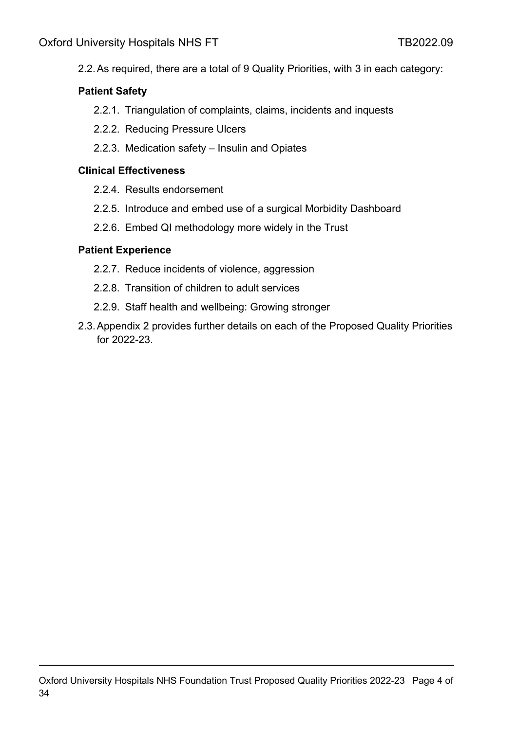2.2. As required, there are a total of 9 Quality Priorities, with 3 in each category:

**Patient Safety**

2.2.1. Triangulation of complaints, claims, incidents and inquests

2.2.2. Reducing Pressure Ulcers

2.2.3. Medication safety – Insulin and Opiates

**Clinical Effectiveness**

2.2.4. Results endorsement

2.2.5. Introduce and embed use of a surgical Morbidity Dashboard

2.2.6. Embed QI methodology more widely in the Trust

**Patient Experience**

2.2.7. Reduce incidents of violence, aggression

2.2.8. Transition of children to adult services

2.2.9. Staff health and wellbeing: Growing stronger

2.3. Appendix 2 provides further details on each of the Proposed Quality Priorities for 2022-23.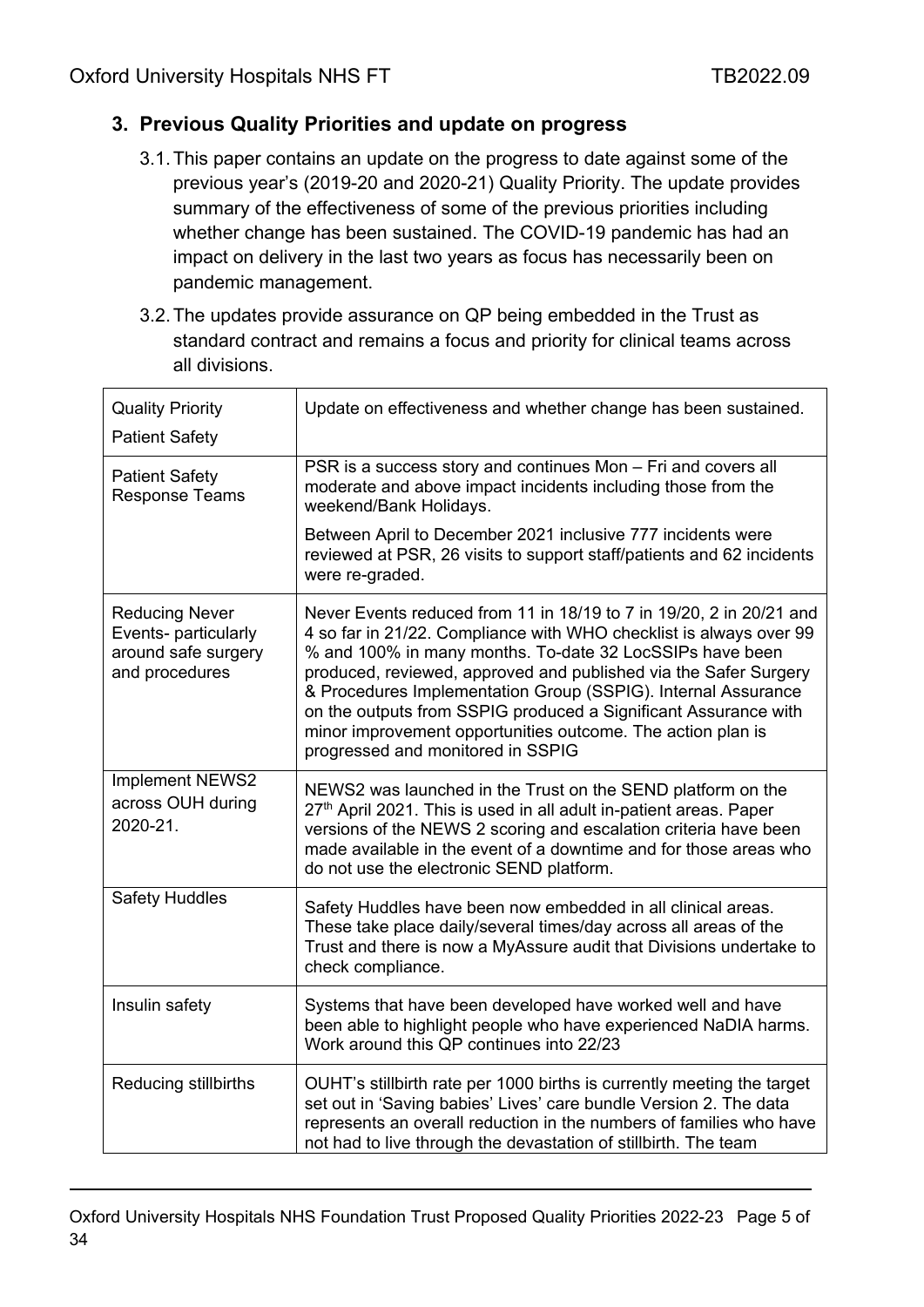## 3. Previous Quality Priorities and update on progress

3.1. This paper contains an update on the progress to date against some of the previous year's (2019-20 and 2020-21) Quality Priority. The update provides summary of the effectiveness of some of the previous priorities including whether change has been sustained. The COVID-19 pandemic has had an impact on delivery in the last two years as focus has necessarily been on pandemic management.

3.2. The updates provide assurance on QP being embedded in the Trust as standard contract and remains a focus and priority for clinical teams across all divisions.

| Quality Priority<br>Patient Safety | Update on effectiveness and whether change has been sustained. |
|---|---|
| Patient Safety Response Teams | PSR is a success story and continues Mon – Fri and covers all moderate and above impact incidents including those from the weekend/Bank Holidays.<br><br>Between April to December 2021 inclusive 777 incidents were reviewed at PSR, 26 visits to support staff/patients and 62 incidents were re-graded. |
| Reducing Never Events- particularly around safe surgery and procedures | Never Events reduced from 11 in 18/19 to 7 in 19/20, 2 in 20/21 and 4 so far in 21/22. Compliance with WHO checklist is always over 99 % and 100% in many months. To-date 32 LocSSIPs have been produced, reviewed, approved and published via the Safer Surgery & Procedures Implementation Group (SSPIG). Internal Assurance on the outputs from SSPIG produced a Significant Assurance with minor improvement opportunities outcome. The action plan is progressed and monitored in SSPIG |
| Implement NEWS2 across OUH during 2020-21. | NEWS2 was launched in the Trust on the SEND platform on the 27th April 2021. This is used in all adult in-patient areas. Paper versions of the NEWS 2 scoring and escalation criteria have been made available in the event of a downtime and for those areas who do not use the electronic SEND platform. |
| Safety Huddles | Safety Huddles have been now embedded in all clinical areas. These take place daily/several times/day across all areas of the Trust and there is now a MyAssure audit that Divisions undertake to check compliance. |
| Insulin safety | Systems that have been developed have worked well and have been able to highlight people who have experienced NaDIA harms. Work around this QP continues into 22/23 |
| Reducing stillbirths | OUHT's stillbirth rate per 1000 births is currently meeting the target set out in 'Saving babies' Lives' care bundle Version 2. The data represents an overall reduction in the numbers of families who have not had to live through the devastation of stillbirth. The team |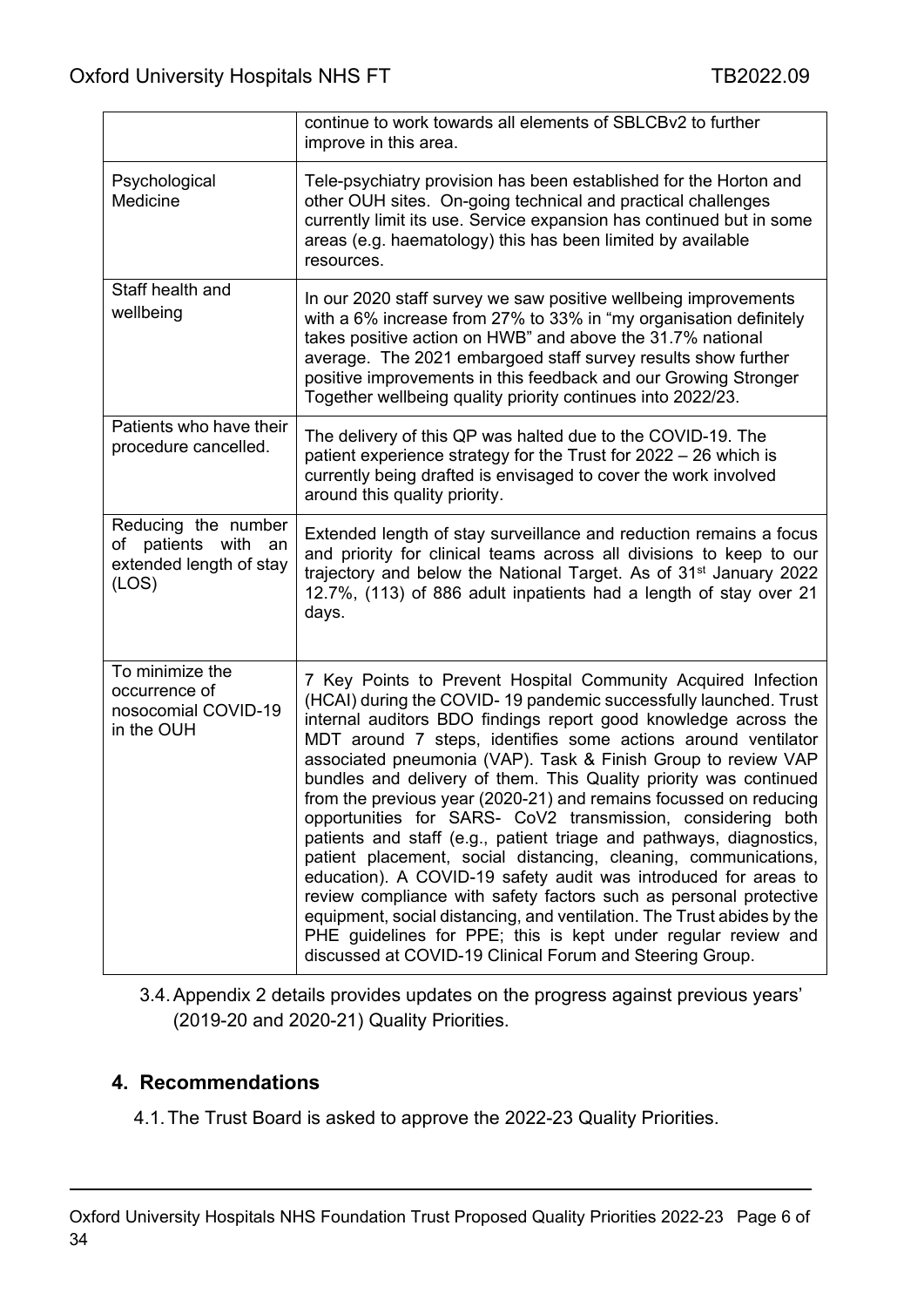| | |
|---|---|
| | continue to work towards all elements of SBLCBv2 to further improve in this area. |
| Psychological Medicine | Tele-psychiatry provision has been established for the Horton and other OUH sites. On-going technical and practical challenges currently limit its use. Service expansion has continued but in some areas (e.g. haematology) this has been limited by available resources. |
| Staff health and wellbeing | In our 2020 staff survey we saw positive wellbeing improvements with a 6% increase from 27% to 33% in "my organisation definitely takes positive action on HWB" and above the 31.7% national average. The 2021 embargoed staff survey results show further positive improvements in this feedback and our Growing Stronger Together wellbeing quality priority continues into 2022/23. |
| Patients who have their procedure cancelled. | The delivery of this QP was halted due to the COVID-19. The patient experience strategy for the Trust for 2022 – 26 which is currently being drafted is envisaged to cover the work involved around this quality priority. |
| Reducing the number of patients with an extended length of stay (LOS) | Extended length of stay surveillance and reduction remains a focus and priority for clinical teams across all divisions to keep to our trajectory and below the National Target. As of 31st January 2022 12.7%, (113) of 886 adult inpatients had a length of stay over 21 days. |
| To minimize the occurrence of nosocomial COVID-19 in the OUH | 7 Key Points to Prevent Hospital Community Acquired Infection (HCAI) during the COVID- 19 pandemic successfully launched. Trust internal auditors BDO findings report good knowledge across the MDT around 7 steps, identifies some actions around ventilator associated pneumonia (VAP). Task & Finish Group to review VAP bundles and delivery of them. This Quality priority was continued from the previous year (2020-21) and remains focussed on reducing opportunities for SARS- CoV2 transmission, considering both patients and staff (e.g., patient triage and pathways, diagnostics, patient placement, social distancing, cleaning, communications, education). A COVID-19 safety audit was introduced for areas to review compliance with safety factors such as personal protective equipment, social distancing, and ventilation. The Trust abides by the PHE guidelines for PPE; this is kept under regular review and discussed at COVID-19 Clinical Forum and Steering Group. |

3.4. Appendix 2 details provides updates on the progress against previous years' (2019-20 and 2020-21) Quality Priorities.

## 4. Recommendations

4.1. The Trust Board is asked to approve the 2022-23 Quality Priorities.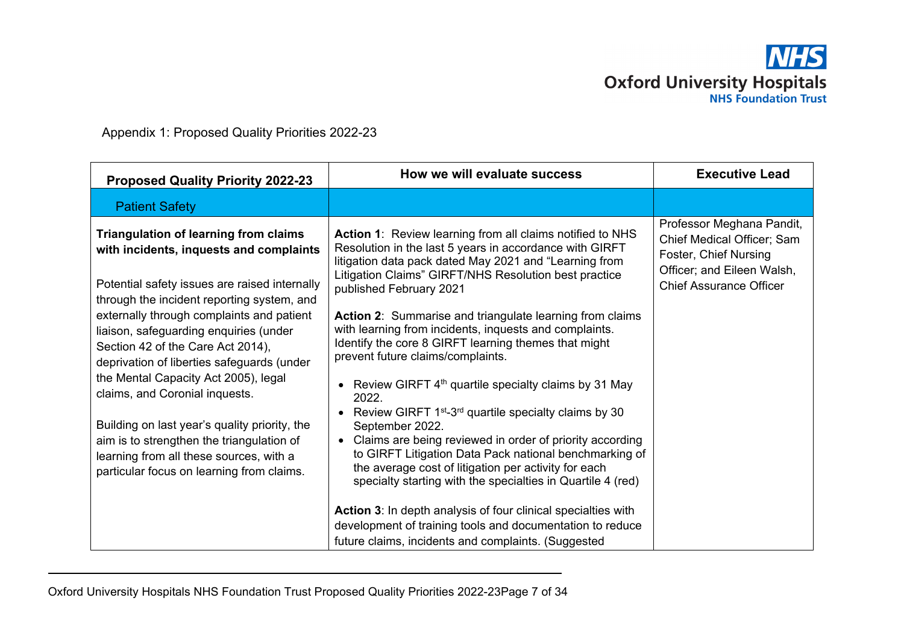Appendix 1: Proposed Quality Priorities 2022-23

| Proposed Quality Priority 2022-23 | How we will evaluate success | Executive Lead |
|---|---|---|
| Patient Safety | | |
| **Triangulation of learning from claims with incidents, inquests and complaints**<br><br>Potential safety issues are raised internally through the incident reporting system, and externally through complaints and patient liaison, safeguarding enquiries (under Section 42 of the Care Act 2014), deprivation of liberties safeguards (under the Mental Capacity Act 2005), legal claims, and Coronial inquests.<br><br>Building on last year's quality priority, the aim is to strengthen the triangulation of learning from all these sources, with a particular focus on learning from claims. | **Action 1**: Review learning from all claims notified to NHS Resolution in the last 5 years in accordance with GIRFT litigation data pack dated May 2021 and "Learning from Litigation Claims" GIRFT/NHS Resolution best practice published February 2021<br><br>**Action 2**: Summarise and triangulate learning from claims with learning from incidents, inquests and complaints. Identify the core 8 GIRFT learning themes that might prevent future claims/complaints.<br><br>• Review GIRFT 4th quartile specialty claims by 31 May 2022.<br>• Review GIRFT 1st-3rd quartile specialty claims by 30 September 2022.<br>• Claims are being reviewed in order of priority according to GIRFT Litigation Data Pack national benchmarking of the average cost of litigation per activity for each specialty starting with the specialties in Quartile 4 (red)<br><br>**Action 3**: In depth analysis of four clinical specialties with development of training tools and documentation to reduce future claims, incidents and complaints. (Suggested | Professor Meghana Pandit, Chief Medical Officer; Sam Foster, Chief Nursing Officer; and Eileen Walsh, Chief Assurance Officer |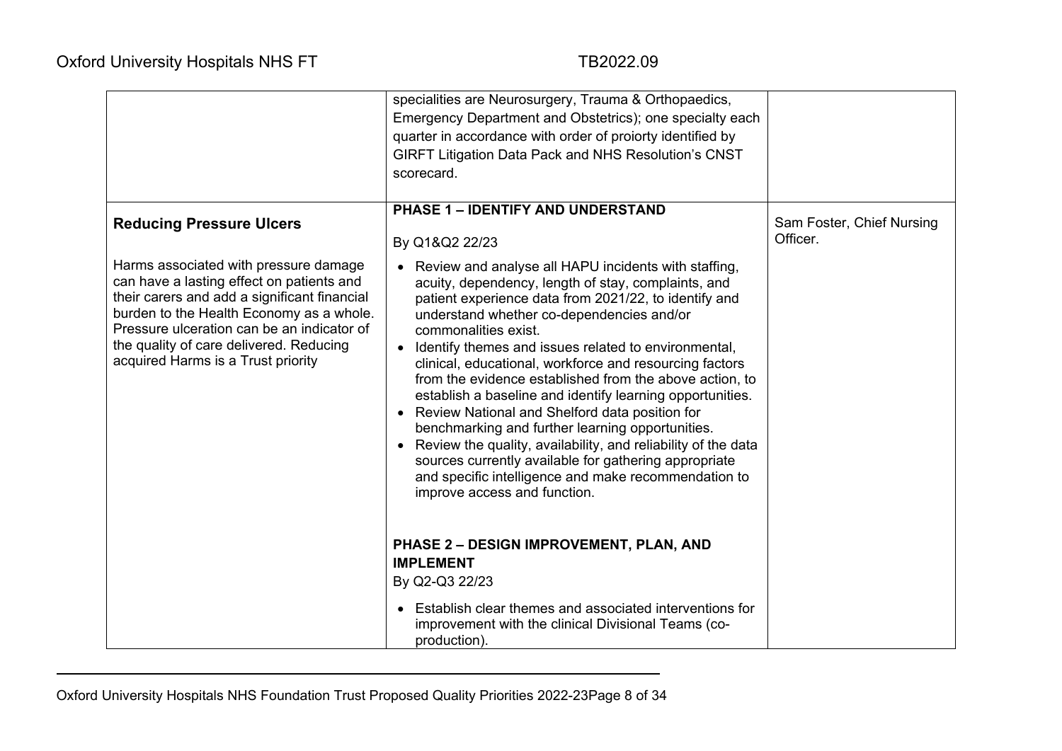| | | |
|---|---|---|
| | specialities are Neurosurgery, Trauma & Orthopaedics, Emergency Department and Obstetrics); one specialty each quarter in accordance with order of proiorty identified by GIRFT Litigation Data Pack and NHS Resolution's CNST scorecard. | |
| **Reducing Pressure Ulcers**<br><br>Harms associated with pressure damage can have a lasting effect on patients and their carers and add a significant financial burden to the Health Economy as a whole. Pressure ulceration can be an indicator of the quality of care delivered. Reducing acquired Harms is a Trust priority | **PHASE 1 – IDENTIFY AND UNDERSTAND**<br><br>By Q1&Q2 22/23<br><br>• Review and analyse all HAPU incidents with staffing, acuity, dependency, length of stay, complaints, and patient experience data from 2021/22, to identify and understand whether co-dependencies and/or commonalities exist.<br>• Identify themes and issues related to environmental, clinical, educational, workforce and resourcing factors from the evidence established from the above action, to establish a baseline and identify learning opportunities.<br>• Review National and Shelford data position for benchmarking and further learning opportunities.<br>• Review the quality, availability, and reliability of the data sources currently available for gathering appropriate and specific intelligence and make recommendation to improve access and function.<br><br>**PHASE 2 – DESIGN IMPROVEMENT, PLAN, AND IMPLEMENT**<br><br>By Q2-Q3 22/23<br><br>• Establish clear themes and associated interventions for improvement with the clinical Divisional Teams (co-production). | Sam Foster, Chief Nursing Officer. |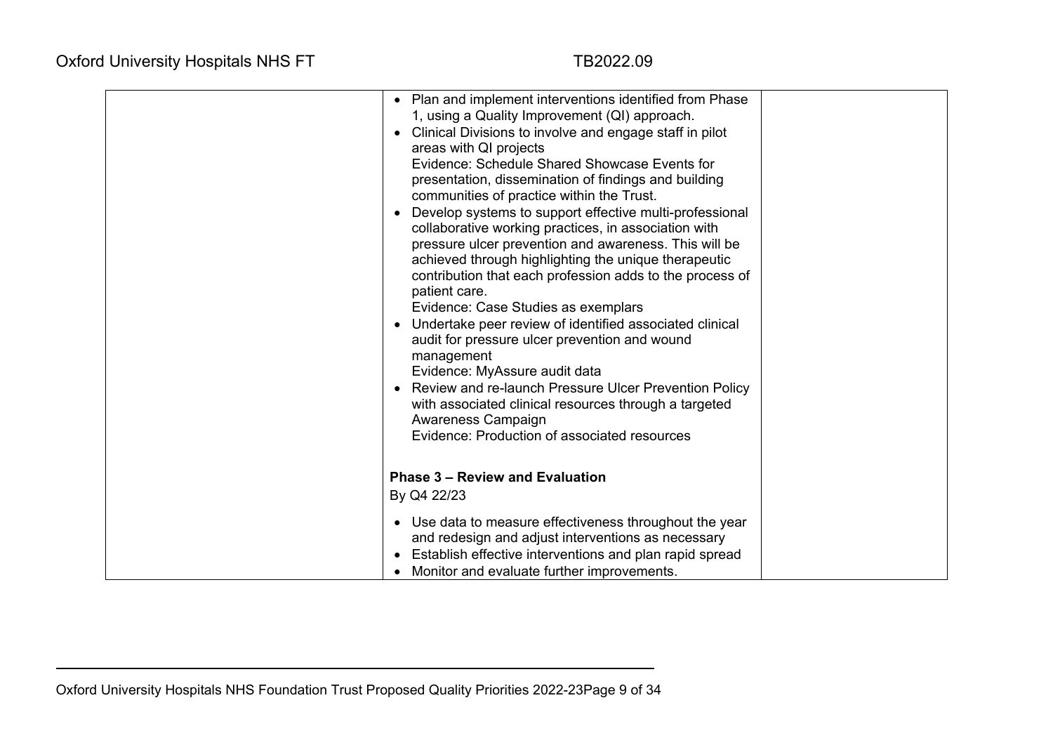| | | |
|---|---|---|
| | • Plan and implement interventions identified from Phase 1, using a Quality Improvement (QI) approach.<br>• Clinical Divisions to involve and engage staff in pilot areas with QI projects<br>Evidence: Schedule Shared Showcase Events for presentation, dissemination of findings and building communities of practice within the Trust.<br>• Develop systems to support effective multi-professional collaborative working practices, in association with pressure ulcer prevention and awareness. This will be achieved through highlighting the unique therapeutic contribution that each profession adds to the process of patient care.<br>Evidence: Case Studies as exemplars<br>• Undertake peer review of identified associated clinical audit for pressure ulcer prevention and wound management<br>Evidence: MyAssure audit data<br>• Review and re-launch Pressure Ulcer Prevention Policy with associated clinical resources through a targeted Awareness Campaign<br>Evidence: Production of associated resources<br><br>**Phase 3 – Review and Evaluation**<br>By Q4 22/23<br>• Use data to measure effectiveness throughout the year and redesign and adjust interventions as necessary<br>• Establish effective interventions and plan rapid spread<br>• Monitor and evaluate further improvements. | |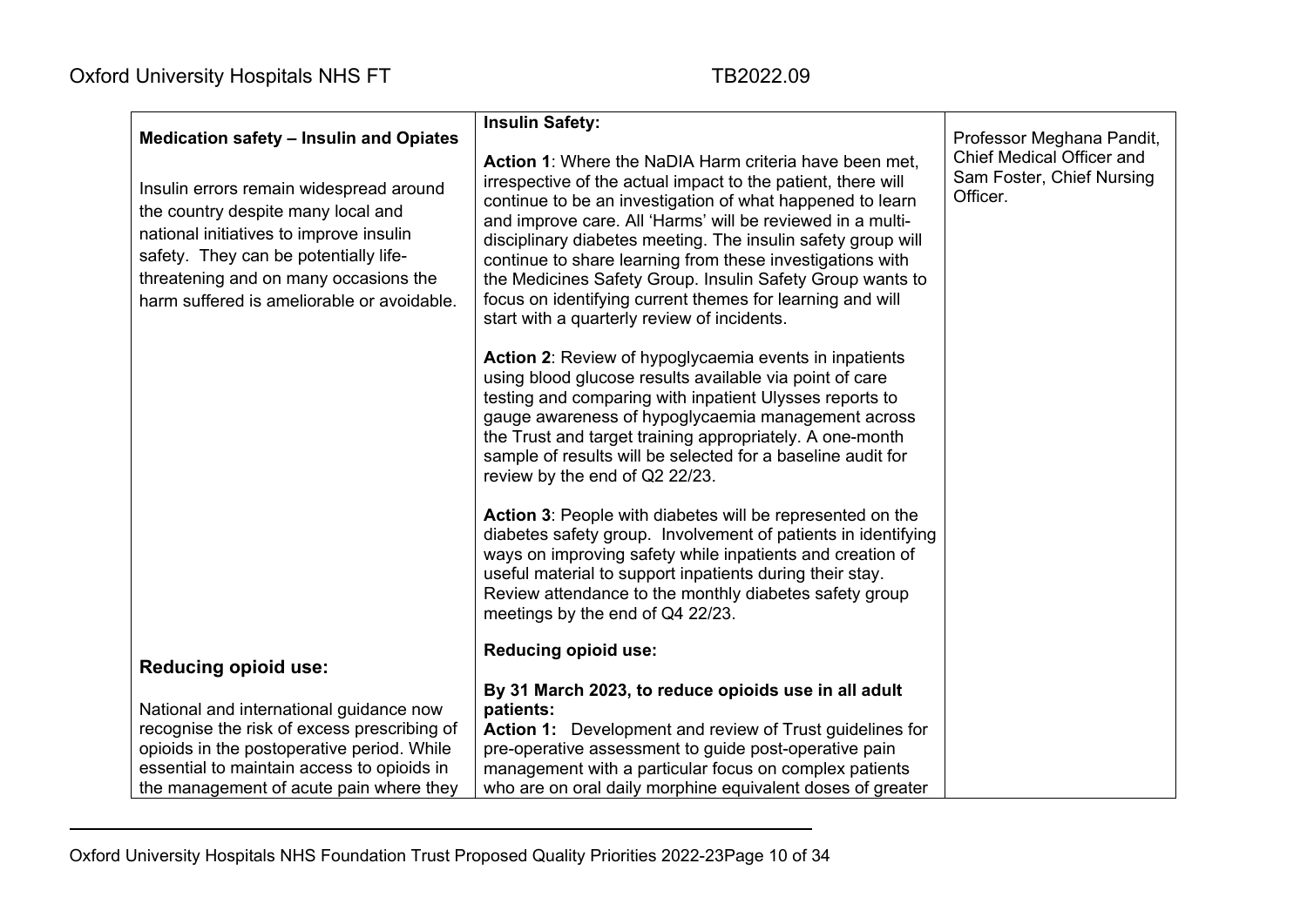| | | |
|---|---|---|
| **Medication safety – Insulin and Opiates**<br><br>Insulin errors remain widespread around the country despite many local and national initiatives to improve insulin safety. They can be potentially life-threatening and on many occasions the harm suffered is ameliorable or avoidable. | **Insulin Safety:**<br><br>**Action 1**: Where the NaDIA Harm criteria have been met, irrespective of the actual impact to the patient, there will continue to be an investigation of what happened to learn and improve care. All 'Harms' will be reviewed in a multi-disciplinary diabetes meeting. The insulin safety group will continue to share learning from these investigations with the Medicines Safety Group. Insulin Safety Group wants to focus on identifying current themes for learning and will start with a quarterly review of incidents.<br><br>**Action 2**: Review of hypoglycaemia events in inpatients using blood glucose results available via point of care testing and comparing with inpatient Ulysses reports to gauge awareness of hypoglycaemia management across the Trust and target training appropriately. A one-month sample of results will be selected for a baseline audit for review by the end of Q2 22/23.<br><br>**Action 3**: People with diabetes will be represented on the diabetes safety group. Involvement of patients in identifying ways on improving safety while inpatients and creation of useful material to support inpatients during their stay. Review attendance to the monthly diabetes safety group meetings by the end of Q4 22/23. | Professor Meghana Pandit, Chief Medical Officer and Sam Foster, Chief Nursing Officer. |
| **Reducing opioid use:**<br><br>National and international guidance now recognise the risk of excess prescribing of opioids in the postoperative period. While essential to maintain access to opioids in the management of acute pain where they | **Reducing opioid use:**<br><br>**By 31 March 2023, to reduce opioids use in all adult patients:**<br>**Action 1:** Development and review of Trust guidelines for pre-operative assessment to guide post-operative pain management with a particular focus on complex patients who are on oral daily morphine equivalent doses of greater | |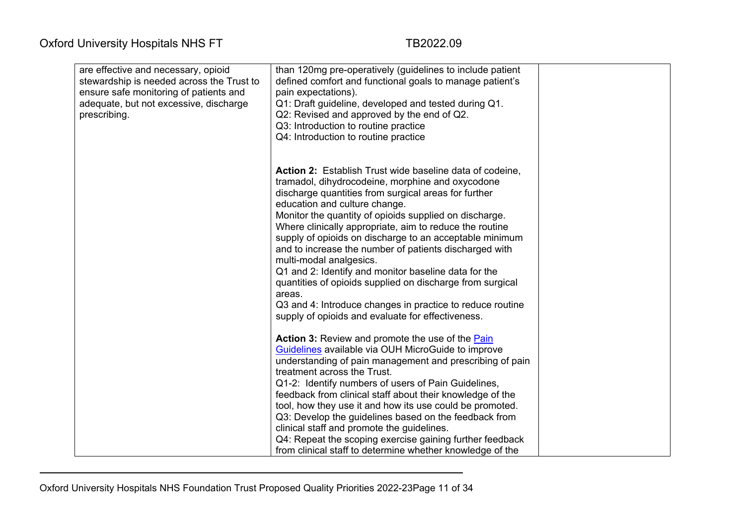| | | |
|---|---|---|
| are effective and necessary, opioid stewardship is needed across the Trust to ensure safe monitoring of patients and adequate, but not excessive, discharge prescribing. | than 120mg pre-operatively (guidelines to include patient defined comfort and functional goals to manage patient's pain expectations).<br>Q1: Draft guideline, developed and tested during Q1.<br>Q2: Revised and approved by the end of Q2.<br>Q3: Introduction to routine practice<br>Q4: Introduction to routine practice<br><br>**Action 2:** Establish Trust wide baseline data of codeine, tramadol, dihydrocodeine, morphine and oxycodone discharge quantities from surgical areas for further education and culture change.<br>Monitor the quantity of opioids supplied on discharge. Where clinically appropriate, aim to reduce the routine supply of opioids on discharge to an acceptable minimum and to increase the number of patients discharged with multi-modal analgesics.<br>Q1 and 2: Identify and monitor baseline data for the quantities of opioids supplied on discharge from surgical areas.<br>Q3 and 4: Introduce changes in practice to reduce routine supply of opioids and evaluate for effectiveness.<br><br>**Action 3:** Review and promote the use of the Pain Guidelines available via OUH MicroGuide to improve understanding of pain management and prescribing of pain treatment across the Trust.<br>Q1-2: Identify numbers of users of Pain Guidelines, feedback from clinical staff about their knowledge of the tool, how they use it and how its use could be promoted.<br>Q3: Develop the guidelines based on the feedback from clinical staff and promote the guidelines.<br>Q4: Repeat the scoping exercise gaining further feedback from clinical staff to determine whether knowledge of the | |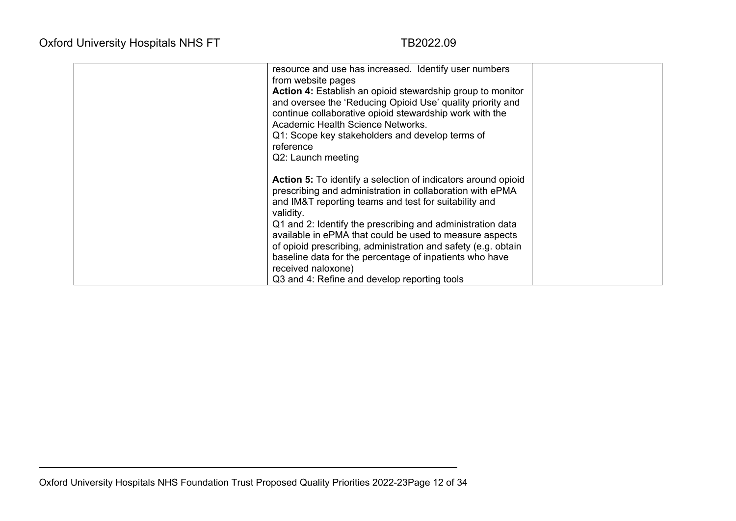|  |  |  |
|---|---|---|
|  | resource and use has increased. Identify user numbers from website pages<br>**Action 4:** Establish an opioid stewardship group to monitor and oversee the 'Reducing Opioid Use' quality priority and continue collaborative opioid stewardship work with the Academic Health Science Networks.<br>Q1: Scope key stakeholders and develop terms of reference<br>Q2: Launch meeting<br><br>**Action 5:** To identify a selection of indicators around opioid prescribing and administration in collaboration with ePMA and IM&T reporting teams and test for suitability and validity.<br>Q1 and 2: Identify the prescribing and administration data available in ePMA that could be used to measure aspects of opioid prescribing, administration and safety (e.g. obtain baseline data for the percentage of inpatients who have received naloxone)<br>Q3 and 4: Refine and develop reporting tools |  |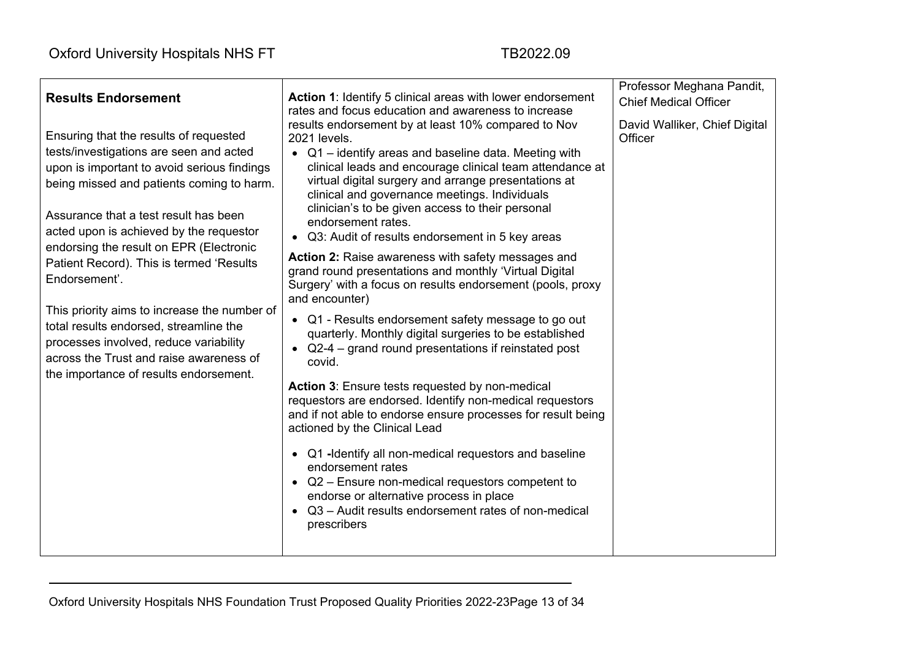| **Results Endorsement**<br><br>Ensuring that the results of requested tests/investigations are seen and acted upon is important to avoid serious findings being missed and patients coming to harm.<br><br>Assurance that a test result has been acted upon is achieved by the requestor endorsing the result on EPR (Electronic Patient Record). This is termed 'Results Endorsement'.<br><br>This priority aims to increase the number of total results endorsed, streamline the processes involved, reduce variability across the Trust and raise awareness of the importance of results endorsement. | **Action 1**: Identify 5 clinical areas with lower endorsement rates and focus education and awareness to increase results endorsement by at least 10% compared to Nov 2021 levels.<br>• Q1 – identify areas and baseline data. Meeting with clinical leads and encourage clinical team attendance at virtual digital surgery and arrange presentations at clinical and governance meetings. Individuals clinician's to be given access to their personal endorsement rates.<br>• Q3: Audit of results endorsement in 5 key areas<br><br>**Action 2:** Raise awareness with safety messages and grand round presentations and monthly 'Virtual Digital Surgery' with a focus on results endorsement (pools, proxy and encounter)<br>• Q1 - Results endorsement safety message to go out quarterly. Monthly digital surgeries to be established<br>• Q2-4 – grand round presentations if reinstated post covid.<br><br>**Action 3**: Ensure tests requested by non-medical requestors are endorsed. Identify non-medical requestors and if not able to endorse ensure processes for result being actioned by the Clinical Lead<br>• Q1 -Identify all non-medical requestors and baseline endorsement rates<br>• Q2 – Ensure non-medical requestors competent to endorse or alternative process in place<br>• Q3 – Audit results endorsement rates of non-medical prescribers | Professor Meghana Pandit, Chief Medical Officer<br><br>David Walliker, Chief Digital Officer |
|---|---|---|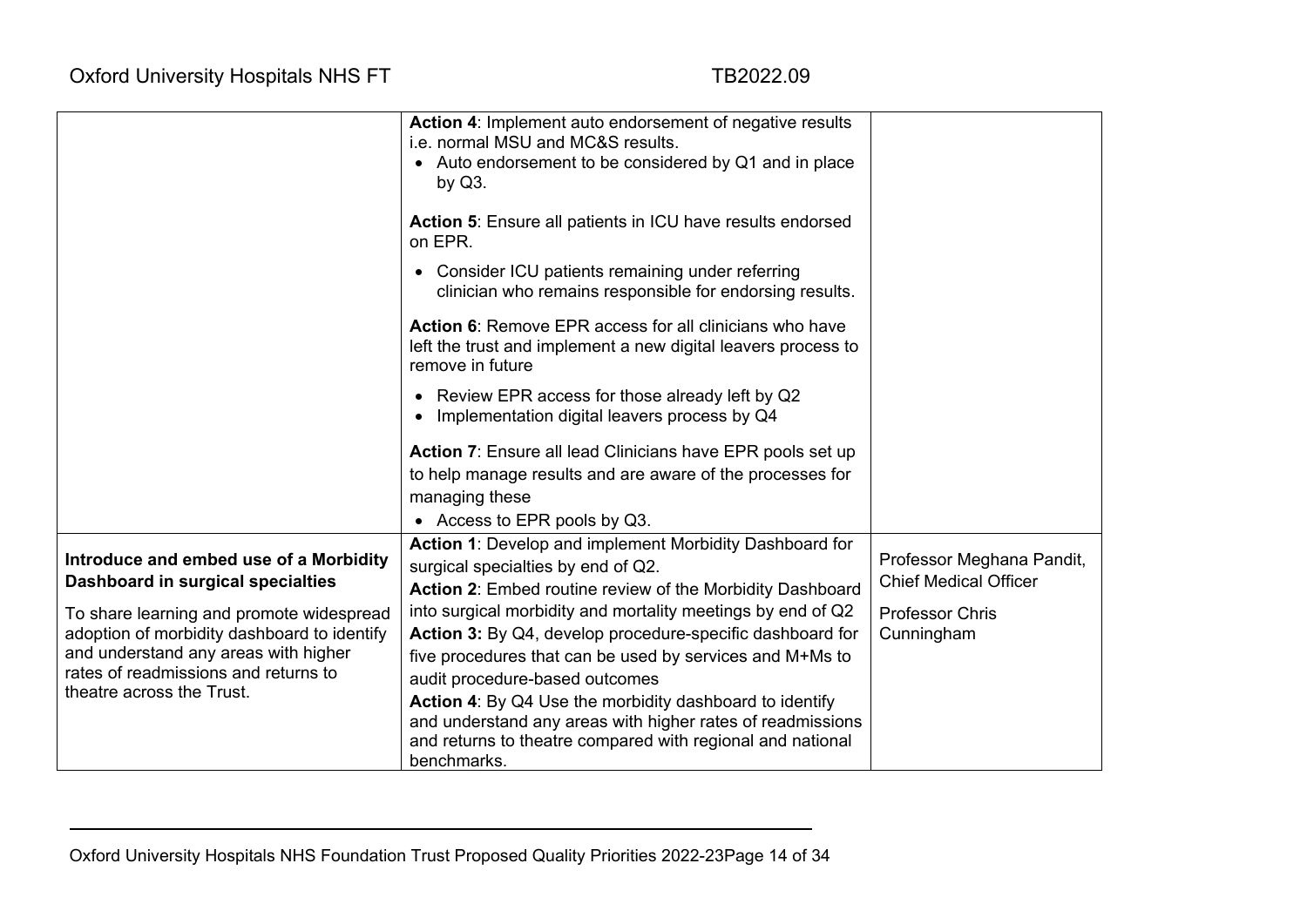| | | |
|---|---|---|
| | **Action 4**: Implement auto endorsement of negative results i.e. normal MSU and MC&S results.<br>• Auto endorsement to be considered by Q1 and in place by Q3.<br><br>**Action 5**: Ensure all patients in ICU have results endorsed on EPR.<br>• Consider ICU patients remaining under referring clinician who remains responsible for endorsing results.<br><br>**Action 6**: Remove EPR access for all clinicians who have left the trust and implement a new digital leavers process to remove in future<br>• Review EPR access for those already left by Q2<br>• Implementation digital leavers process by Q4<br><br>**Action 7**: Ensure all lead Clinicians have EPR pools set up to help manage results and are aware of the processes for managing these<br>• Access to EPR pools by Q3. | |
| **Introduce and embed use of a Morbidity Dashboard in surgical specialties**<br><br>To share learning and promote widespread adoption of morbidity dashboard to identify and understand any areas with higher rates of readmissions and returns to theatre across the Trust. | **Action 1**: Develop and implement Morbidity Dashboard for surgical specialties by end of Q2.<br>**Action 2**: Embed routine review of the Morbidity Dashboard into surgical morbidity and mortality meetings by end of Q2<br>**Action 3:** By Q4, develop procedure-specific dashboard for five procedures that can be used by services and M+Ms to audit procedure-based outcomes<br>**Action 4**: By Q4 Use the morbidity dashboard to identify and understand any areas with higher rates of readmissions and returns to theatre compared with regional and national benchmarks. | Professor Meghana Pandit, Chief Medical Officer<br><br>Professor Chris Cunningham |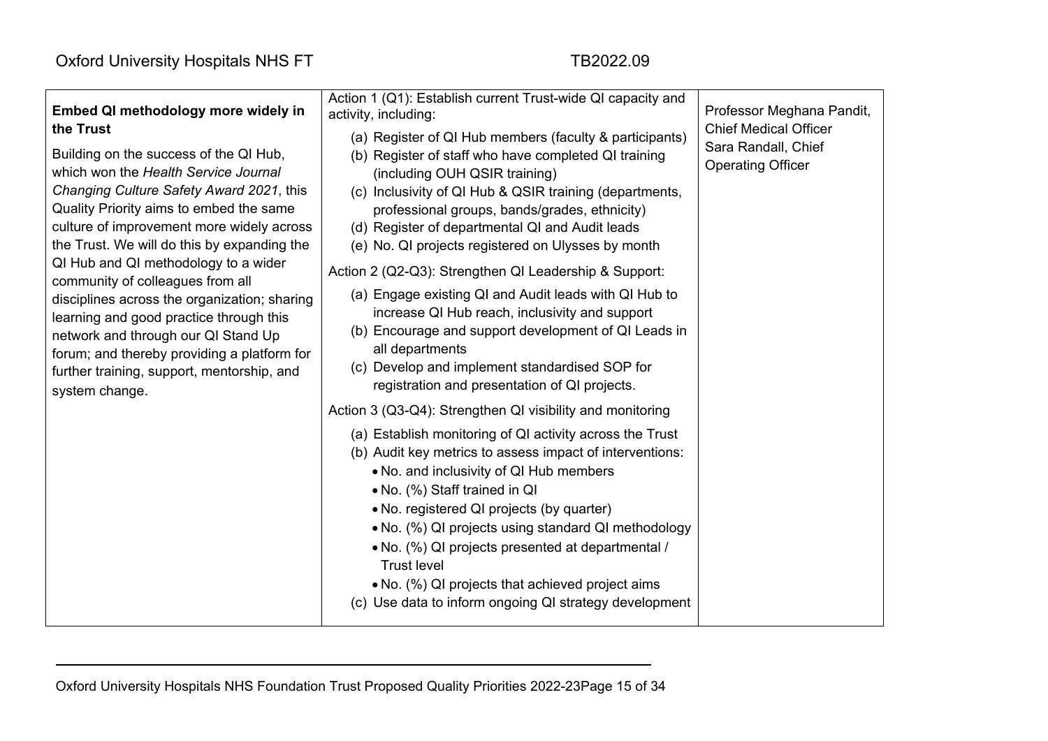| | | |
|---|---|---|
| **Embed QI methodology more widely in the Trust**<br><br>Building on the success of the QI Hub, which won the *Health Service Journal Changing Culture Safety Award 2021*, this Quality Priority aims to embed the same culture of improvement more widely across the Trust. We will do this by expanding the QI Hub and QI methodology to a wider community of colleagues from all disciplines across the organization; sharing learning and good practice through this network and through our QI Stand Up forum; and thereby providing a platform for further training, support, mentorship, and system change. | Action 1 (Q1): Establish current Trust-wide QI capacity and activity, including:<br>(a) Register of QI Hub members (faculty & participants)<br>(b) Register of staff who have completed QI training (including OUH QSIR training)<br>(c) Inclusivity of QI Hub & QSIR training (departments, professional groups, bands/grades, ethnicity)<br>(d) Register of departmental QI and Audit leads<br>(e) No. QI projects registered on Ulysses by month<br><br>Action 2 (Q2-Q3): Strengthen QI Leadership & Support:<br>(a) Engage existing QI and Audit leads with QI Hub to increase QI Hub reach, inclusivity and support<br>(b) Encourage and support development of QI Leads in all departments<br>(c) Develop and implement standardised SOP for registration and presentation of QI projects.<br><br>Action 3 (Q3-Q4): Strengthen QI visibility and monitoring<br>(a) Establish monitoring of QI activity across the Trust<br>(b) Audit key metrics to assess impact of interventions:<br>• No. and inclusivity of QI Hub members<br>• No. (%) Staff trained in QI<br>• No. registered QI projects (by quarter)<br>• No. (%) QI projects using standard QI methodology<br>• No. (%) QI projects presented at departmental / Trust level<br>• No. (%) QI projects that achieved project aims<br>(c) Use data to inform ongoing QI strategy development | Professor Meghana Pandit, Chief Medical Officer<br>Sara Randall, Chief Operating Officer |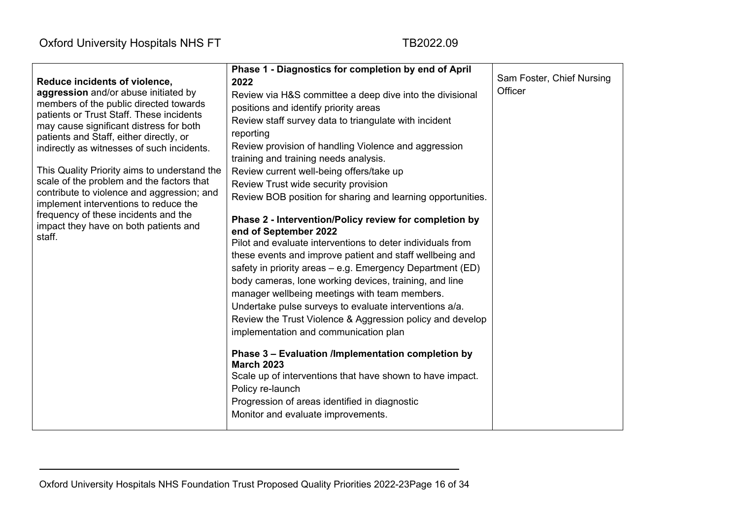| **Reduce incidents of violence, aggression** and/or abuse initiated by members of the public directed towards patients or Trust Staff. These incidents may cause significant distress for both patients and Staff, either directly, or indirectly as witnesses of such incidents.<br><br>This Quality Priority aims to understand the scale of the problem and the factors that contribute to violence and aggression; and implement interventions to reduce the frequency of these incidents and the impact they have on both patients and staff. | **Phase 1 - Diagnostics for completion by end of April 2022**<br>Review via H&S committee a deep dive into the divisional positions and identify priority areas<br>Review staff survey data to triangulate with incident reporting<br>Review provision of handling Violence and aggression training and training needs analysis.<br>Review current well-being offers/take up<br>Review Trust wide security provision<br>Review BOB position for sharing and learning opportunities.<br><br>**Phase 2 - Intervention/Policy review for completion by end of September 2022**<br>Pilot and evaluate interventions to deter individuals from these events and improve patient and staff wellbeing and safety in priority areas – e.g. Emergency Department (ED) body cameras, lone working devices, training, and line manager wellbeing meetings with team members.<br>Undertake pulse surveys to evaluate interventions a/a.<br>Review the Trust Violence & Aggression policy and develop implementation and communication plan<br><br>**Phase 3 – Evaluation /Implementation completion by March 2023**<br>Scale up of interventions that have shown to have impact.<br>Policy re-launch<br>Progression of areas identified in diagnostic<br>Monitor and evaluate improvements. | Sam Foster, Chief Nursing Officer |
|---|---|---|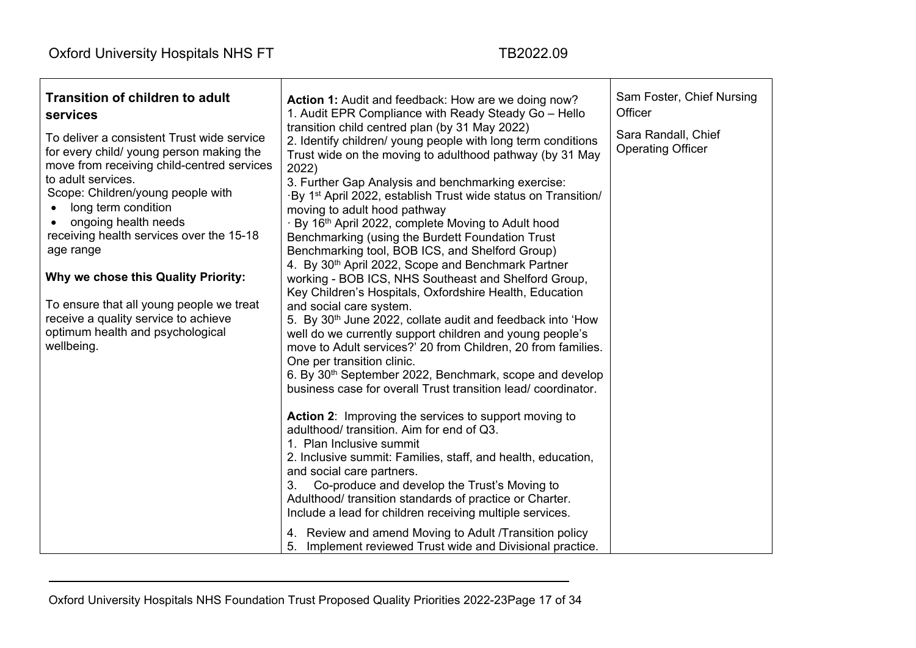| **Transition of children to adult services**<br><br>To deliver a consistent Trust wide service for every child/ young person making the move from receiving child-centred services to adult services.<br>Scope: Children/young people with<br>• long term condition<br>• ongoing health needs<br>receiving health services over the 15-18 age range<br><br>**Why we chose this Quality Priority:**<br><br>To ensure that all young people we treat receive a quality service to achieve optimum health and psychological wellbeing. | **Action 1:** Audit and feedback: How are we doing now?<br>1. Audit EPR Compliance with Ready Steady Go – Hello transition child centred plan (by 31 May 2022)<br>2. Identify children/ young people with long term conditions Trust wide on the moving to adulthood pathway (by 31 May 2022)<br>3. Further Gap Analysis and benchmarking exercise:<br>·By 1st April 2022, establish Trust wide status on Transition/ moving to adult hood pathway<br>· By 16th April 2022, complete Moving to Adult hood Benchmarking (using the Burdett Foundation Trust Benchmarking tool, BOB ICS, and Shelford Group)<br>4. By 30th April 2022, Scope and Benchmark Partner working - BOB ICS, NHS Southeast and Shelford Group, Key Children's Hospitals, Oxfordshire Health, Education and social care system.<br>5. By 30th June 2022, collate audit and feedback into 'How well do we currently support children and young people's move to Adult services?' 20 from Children, 20 from families. One per transition clinic.<br>6. By 30th September 2022, Benchmark, scope and develop business case for overall Trust transition lead/ coordinator.<br><br>**Action 2**: Improving the services to support moving to adulthood/ transition. Aim for end of Q3.<br>1. Plan Inclusive summit<br>2. Inclusive summit: Families, staff, and health, education, and social care partners.<br>3. Co-produce and develop the Trust's Moving to Adulthood/ transition standards of practice or Charter. Include a lead for children receiving multiple services.<br>4. Review and amend Moving to Adult /Transition policy<br>5. Implement reviewed Trust wide and Divisional practice. | Sam Foster, Chief Nursing Officer<br><br>Sara Randall, Chief Operating Officer |
|---|---|---|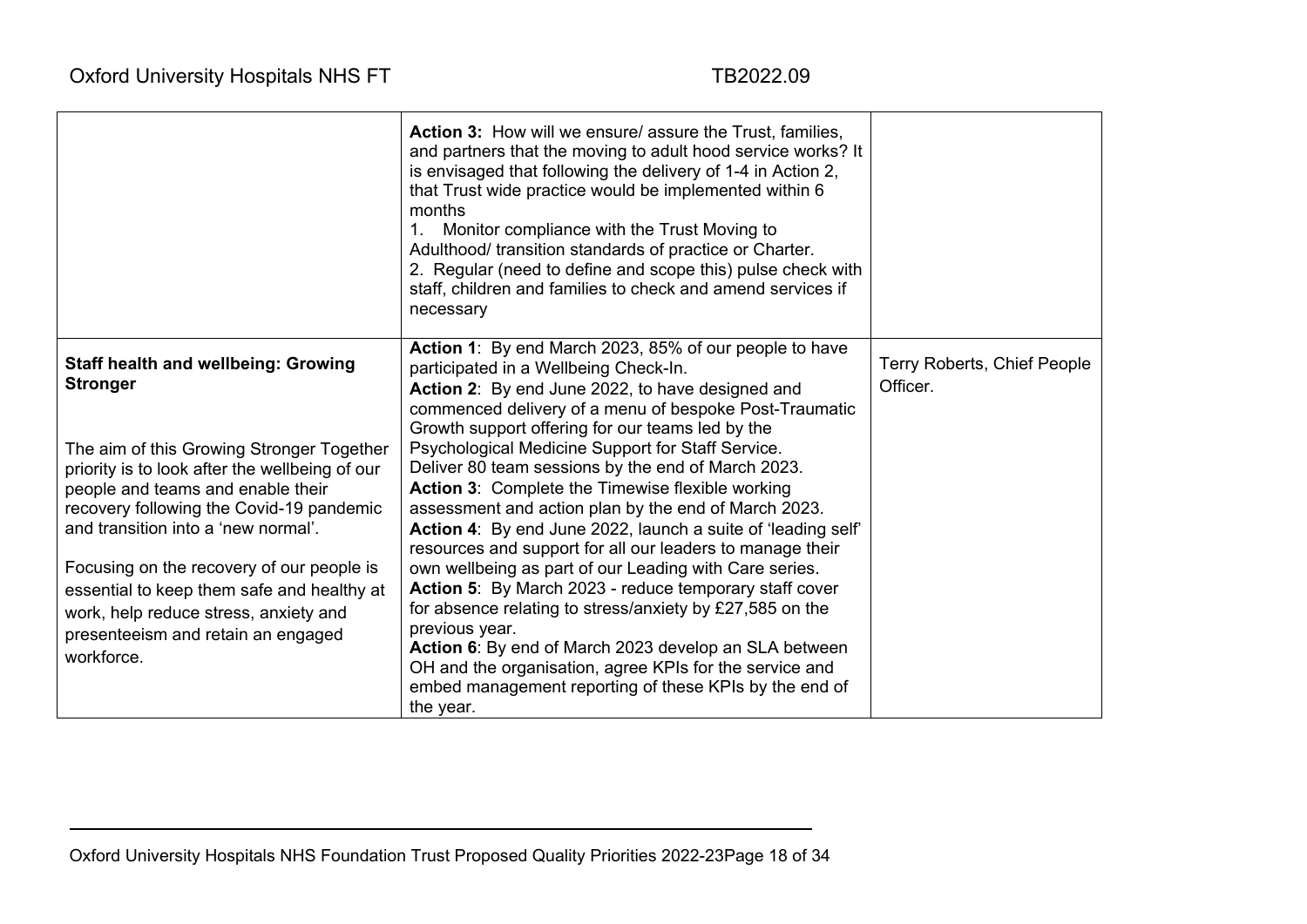| | | |
|---|---|---|
| | **Action 3:** How will we ensure/ assure the Trust, families, and partners that the moving to adult hood service works? It is envisaged that following the delivery of 1-4 in Action 2, that Trust wide practice would be implemented within 6 months<br>1. Monitor compliance with the Trust Moving to Adulthood/ transition standards of practice or Charter.<br>2. Regular (need to define and scope this) pulse check with staff, children and families to check and amend services if necessary | |
| **Staff health and wellbeing: Growing Stronger**<br><br>The aim of this Growing Stronger Together priority is to look after the wellbeing of our people and teams and enable their recovery following the Covid-19 pandemic and transition into a 'new normal'.<br><br>Focusing on the recovery of our people is essential to keep them safe and healthy at work, help reduce stress, anxiety and presenteeism and retain an engaged workforce. | **Action 1**: By end March 2023, 85% of our people to have participated in a Wellbeing Check-In.<br>**Action 2**: By end June 2022, to have designed and commenced delivery of a menu of bespoke Post-Traumatic Growth support offering for our teams led by the Psychological Medicine Support for Staff Service. Deliver 80 team sessions by the end of March 2023.<br>**Action 3**: Complete the Timewise flexible working assessment and action plan by the end of March 2023.<br>**Action 4**: By end June 2022, launch a suite of 'leading self' resources and support for all our leaders to manage their own wellbeing as part of our Leading with Care series.<br>**Action 5**: By March 2023 - reduce temporary staff cover for absence relating to stress/anxiety by £27,585 on the previous year.<br>**Action 6**: By end of March 2023 develop an SLA between OH and the organisation, agree KPIs for the service and embed management reporting of these KPIs by the end of the year. | Terry Roberts, Chief People Officer. |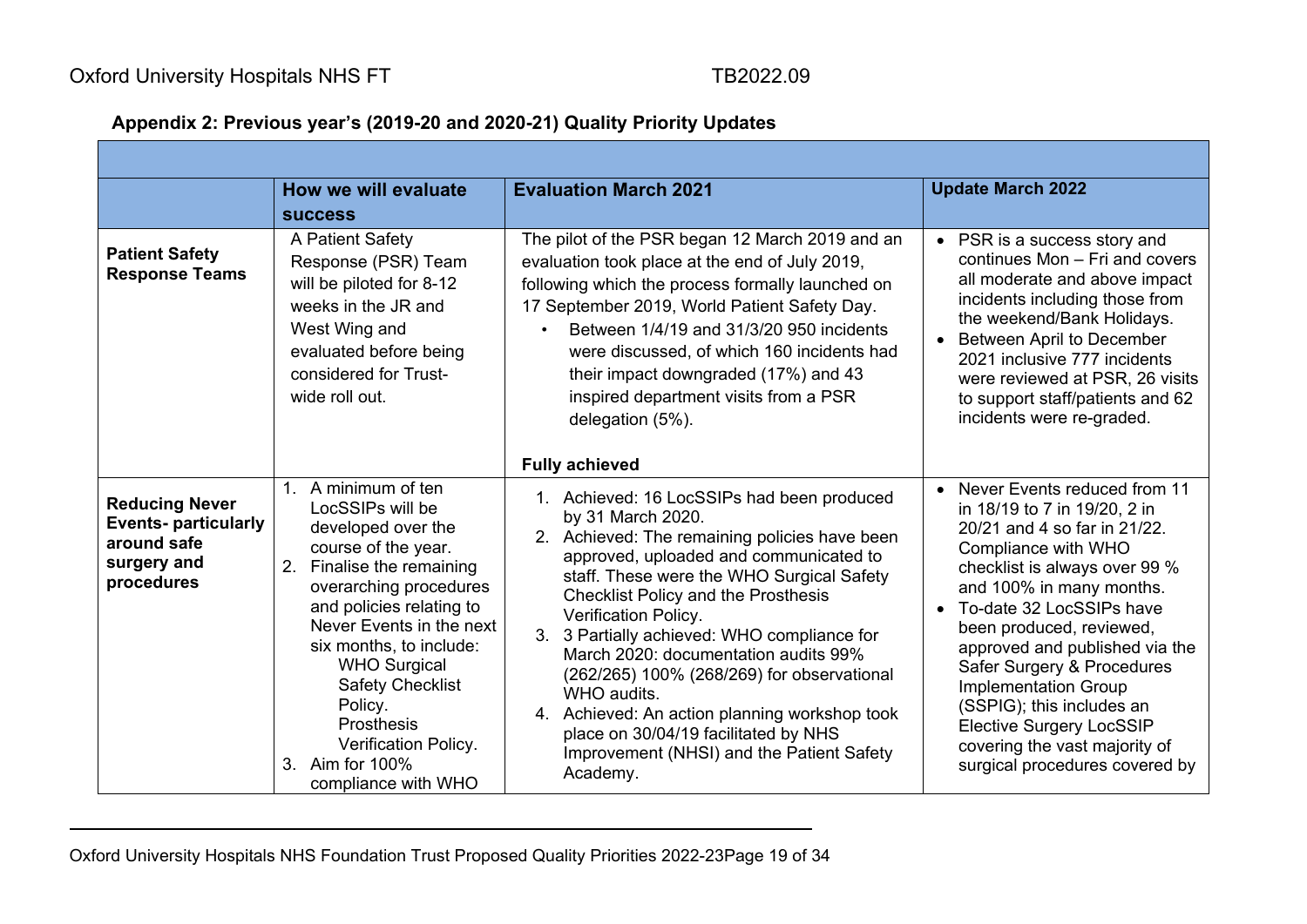## Appendix 2: Previous year's (2019-20 and 2020-21) Quality Priority Updates

| | How we will evaluate success | Evaluation March 2021 | Update March 2022 |
|---|---|---|---|
| **Patient Safety Response Teams** | A Patient Safety Response (PSR) Team will be piloted for 8-12 weeks in the JR and West Wing and evaluated before being considered for Trust-wide roll out. | The pilot of the PSR began 12 March 2019 and an evaluation took place at the end of July 2019, following which the process formally launched on 17 September 2019, World Patient Safety Day.<br>• Between 1/4/19 and 31/3/20 950 incidents were discussed, of which 160 incidents had their impact downgraded (17%) and 43 inspired department visits from a PSR delegation (5%).<br><br>**Fully achieved** | • PSR is a success story and continues Mon – Fri and covers all moderate and above impact incidents including those from the weekend/Bank Holidays.<br>• Between April to December 2021 inclusive 777 incidents were reviewed at PSR, 26 visits to support staff/patients and 62 incidents were re-graded. |
| **Reducing Never Events- particularly around safe surgery and procedures** | 1. A minimum of ten LocSSIPs will be developed over the course of the year.<br>2. Finalise the remaining overarching procedures and policies relating to Never Events in the next six months, to include: WHO Surgical Safety Checklist Policy. Prosthesis Verification Policy.<br>3. Aim for 100% compliance with WHO | 1. Achieved: 16 LocSSIPs had been produced by 31 March 2020.<br>2. Achieved: The remaining policies have been approved, uploaded and communicated to staff. These were the WHO Surgical Safety Checklist Policy and the Prosthesis Verification Policy.<br>3. 3 Partially achieved: WHO compliance for March 2020: documentation audits 99% (262/265) 100% (268/269) for observational WHO audits.<br>4. Achieved: An action planning workshop took place on 30/04/19 facilitated by NHS Improvement (NHSI) and the Patient Safety Academy. | • Never Events reduced from 11 in 18/19 to 7 in 19/20, 2 in 20/21 and 4 so far in 21/22. Compliance with WHO checklist is always over 99 % and 100% in many months.<br>• To-date 32 LocSSIPs have been produced, reviewed, approved and published via the Safer Surgery & Procedures Implementation Group (SSPIG); this includes an Elective Surgery LocSSIP covering the vast majority of surgical procedures covered by |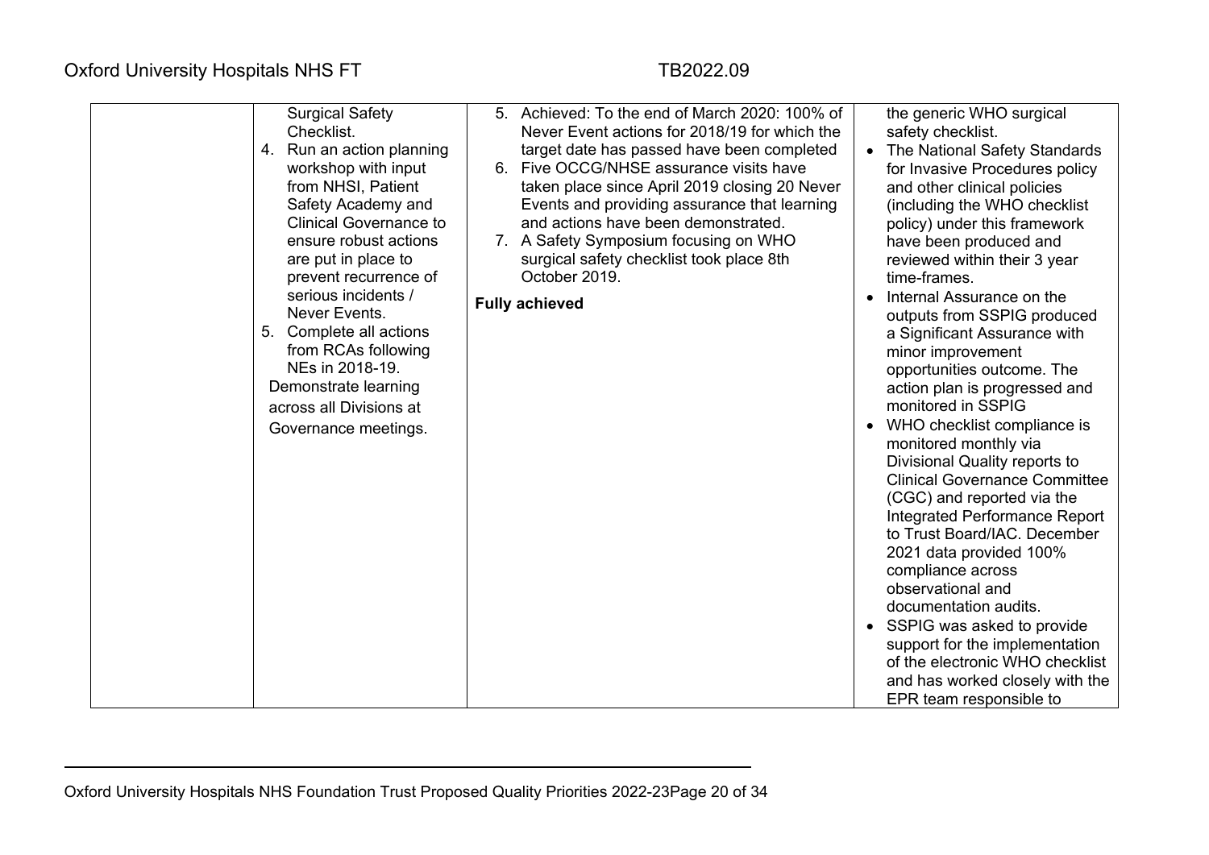| | | | |
|---|---|---|---|
| | Surgical Safety Checklist.<br>4. Run an action planning workshop with input from NHSI, Patient Safety Academy and Clinical Governance to ensure robust actions are put in place to prevent recurrence of serious incidents / Never Events.<br>5. Complete all actions from RCAs following NEs in 2018-19.<br>Demonstrate learning across all Divisions at Governance meetings. | 5. Achieved: To the end of March 2020: 100% of Never Event actions for 2018/19 for which the target date has passed have been completed<br>6. Five OCCG/NHSE assurance visits have taken place since April 2019 closing 20 Never Events and providing assurance that learning and actions have been demonstrated.<br>7. A Safety Symposium focusing on WHO surgical safety checklist took place 8th October 2019.<br>**Fully achieved** | the generic WHO surgical safety checklist.<br>• The National Safety Standards for Invasive Procedures policy and other clinical policies (including the WHO checklist policy) under this framework have been produced and reviewed within their 3 year time-frames.<br>• Internal Assurance on the outputs from SSPIG produced a Significant Assurance with minor improvement opportunities outcome. The action plan is progressed and monitored in SSPIG<br>• WHO checklist compliance is monitored monthly via Divisional Quality reports to Clinical Governance Committee (CGC) and reported via the Integrated Performance Report to Trust Board/IAC. December 2021 data provided 100% compliance across observational and documentation audits.<br>• SSPIG was asked to provide support for the implementation of the electronic WHO checklist and has worked closely with the EPR team responsible to |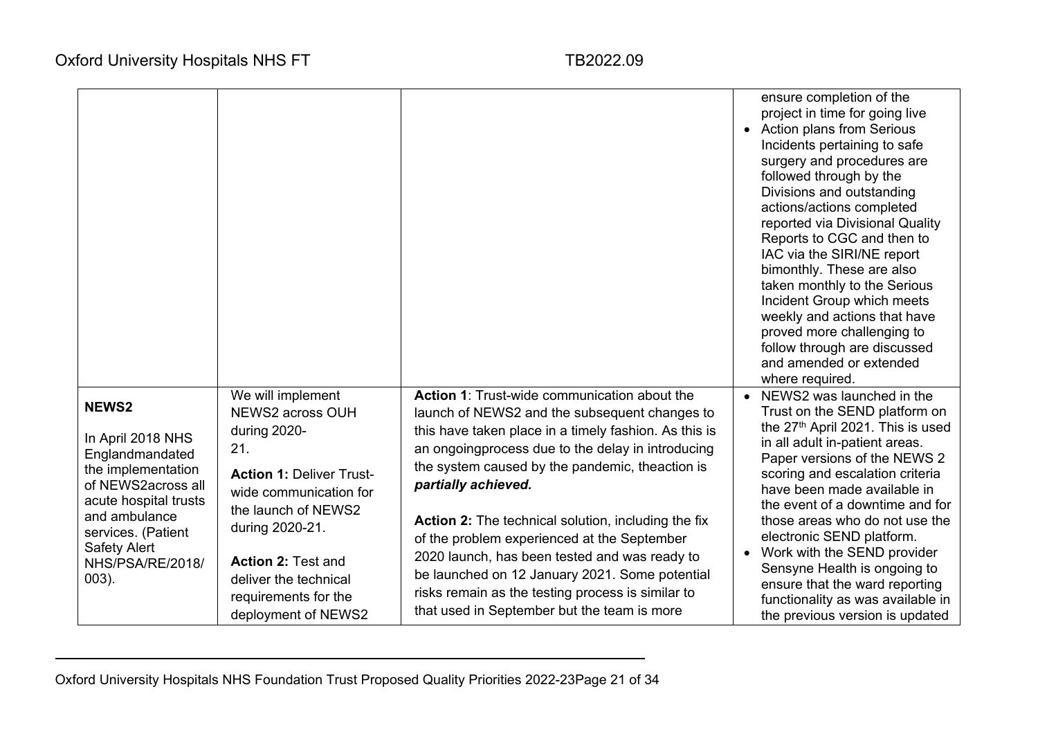| | | | |
|---|---|---|---|
| | | | <ul><li>ensure completion of the project in time for going live</li><li>Action plans from Serious Incidents pertaining to safe surgery and procedures are followed through by the Divisions and outstanding actions/actions completed reported via Divisional Quality Reports to CGC and then to IAC via the SIRI/NE report bimonthly. These are also taken monthly to the Serious Incident Group which meets weekly and actions that have proved more challenging to follow through are discussed and amended or extended where required.</li></ul> |
| **NEWS2**<br><br>In April 2018 NHS Englandmandated the implementation of NEWS2across all acute hospital trusts and ambulance services. (Patient Safety Alert NHS/PSA/RE/2018/003). | We will implement NEWS2 across OUH during 2020-21.<br><br>**Action 1:** Deliver Trust-wide communication for the launch of NEWS2 during 2020-21.<br><br>**Action 2:** Test and deliver the technical requirements for the deployment of NEWS2 | **Action 1**: Trust-wide communication about the launch of NEWS2 and the subsequent changes to this have taken place in a timely fashion. As this is an ongoingprocess due to the delay in introducing the system caused by the pandemic, theaction is ***partially achieved.***<br><br>**Action 2:** The technical solution, including the fix of the problem experienced at the September 2020 launch, has been tested and was ready to be launched on 12 January 2021. Some potential risks remain as the testing process is similar to that used in September but the team is more | <ul><li>NEWS2 was launched in the Trust on the SEND platform on the 27th April 2021. This is used in all adult in-patient areas. Paper versions of the NEWS 2 scoring and escalation criteria have been made available in the event of a downtime and for those areas who do not use the electronic SEND platform.</li><li>Work with the SEND provider Sensyne Health is ongoing to ensure that the ward reporting functionality as was available in the previous version is updated</li></ul> |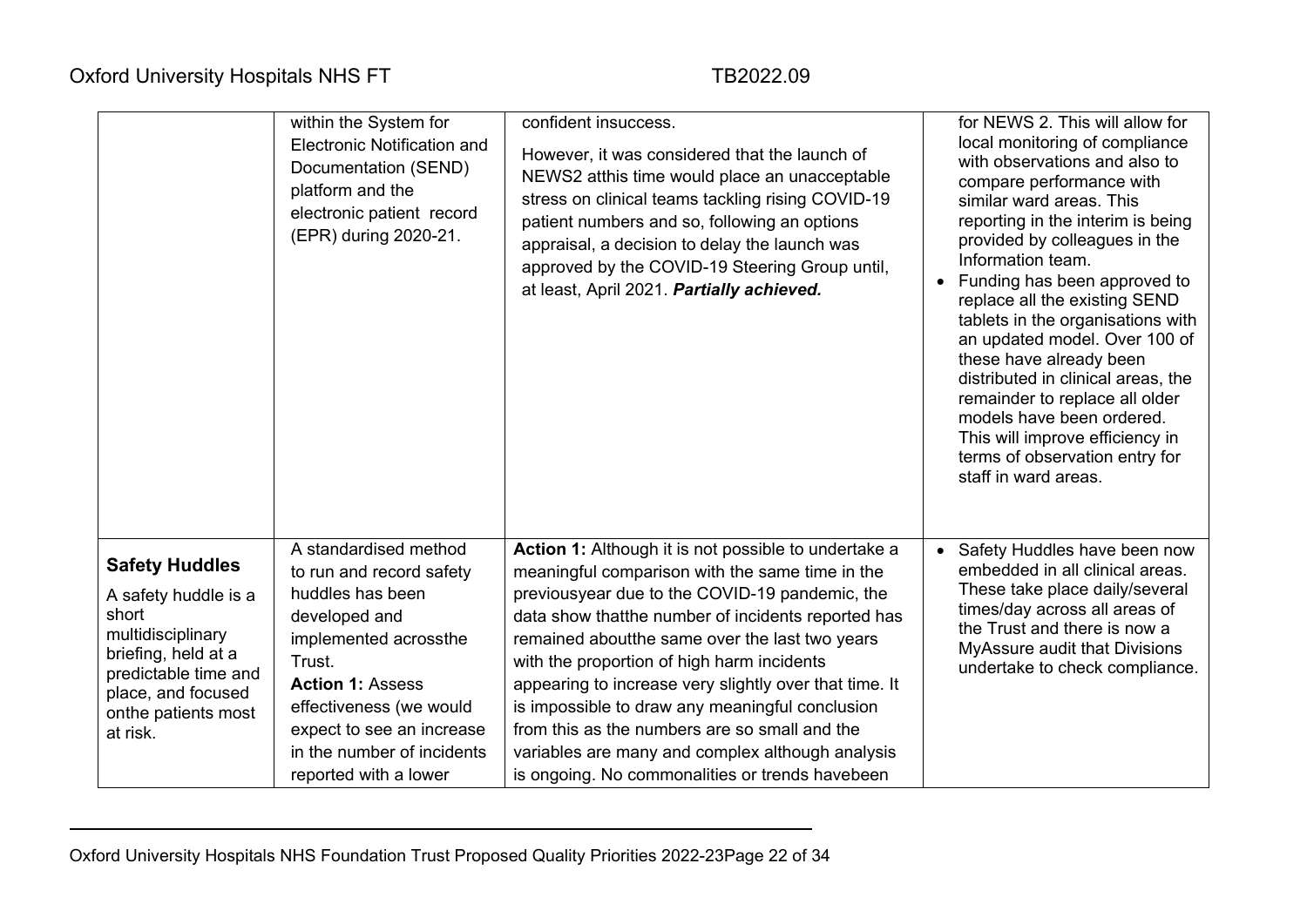| | | | |
|---|---|---|---|
| | within the System for Electronic Notification and Documentation (SEND) platform and the electronic patient record (EPR) during 2020-21. | confident insuccess.<br><br>However, it was considered that the launch of NEWS2 atthis time would place an unacceptable stress on clinical teams tackling rising COVID-19 patient numbers and so, following an options appraisal, a decision to delay the launch was approved by the COVID-19 Steering Group until, at least, April 2021. ***Partially achieved.*** | for NEWS 2. This will allow for local monitoring of compliance with observations and also to compare performance with similar ward areas. This reporting in the interim is being provided by colleagues in the Information team.<br>• Funding has been approved to replace all the existing SEND tablets in the organisations with an updated model. Over 100 of these have already been distributed in clinical areas, the remainder to replace all older models have been ordered. This will improve efficiency in terms of observation entry for staff in ward areas. |
| **Safety Huddles**<br><br>A safety huddle is a short multidisciplinary briefing, held at a predictable time and place, and focused onthe patients most at risk. | A standardised method to run and record safety huddles has been developed and implemented acrossthe Trust.<br>**Action 1:** Assess effectiveness (we would expect to see an increase in the number of incidents reported with a lower | **Action 1:** Although it is not possible to undertake a meaningful comparison with the same time in the previousyear due to the COVID-19 pandemic, the data show thatthe number of incidents reported has remained aboutthe same over the last two years with the proportion of high harm incidents appearing to increase very slightly over that time. It is impossible to draw any meaningful conclusion from this as the numbers are so small and the variables are many and complex although analysis is ongoing. No commonalities or trends havebeen | • Safety Huddles have been now embedded in all clinical areas. These take place daily/several times/day across all areas of the Trust and there is now a MyAssure audit that Divisions undertake to check compliance. |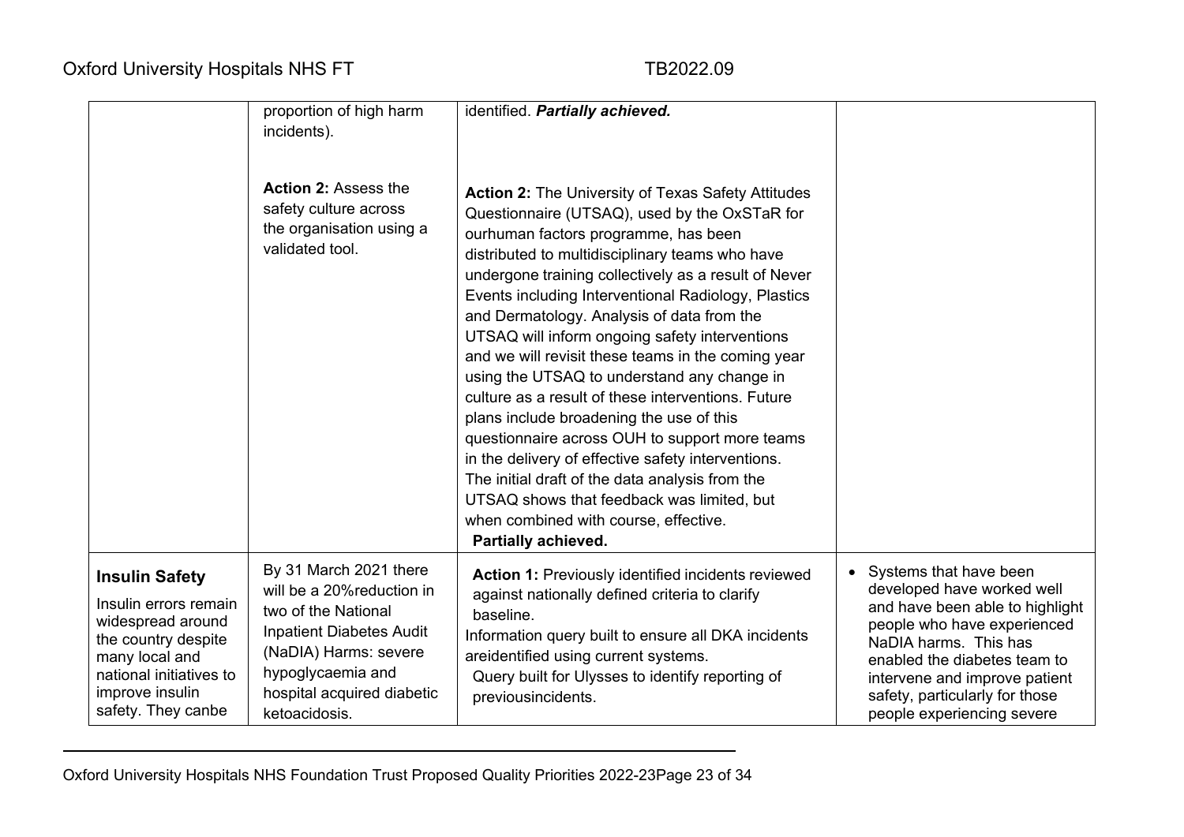| | | | |
|---|---|---|---|
| | proportion of high harm incidents).<br><br>**Action 2:** Assess the safety culture across the organisation using a validated tool. | identified. ***Partially achieved.***<br><br>**Action 2:** The University of Texas Safety Attitudes Questionnaire (UTSAQ), used by the OxSTaR for ourhuman factors programme, has been distributed to multidisciplinary teams who have undergone training collectively as a result of Never Events including Interventional Radiology, Plastics and Dermatology. Analysis of data from the UTSAQ will inform ongoing safety interventions and we will revisit these teams in the coming year using the UTSAQ to understand any change in culture as a result of these interventions. Future plans include broadening the use of this questionnaire across OUH to support more teams in the delivery of effective safety interventions. The initial draft of the data analysis from the UTSAQ shows that feedback was limited, but when combined with course, effective.<br>**Partially achieved.** | |
| **Insulin Safety**<br>Insulin errors remain widespread around the country despite many local and national initiatives to improve insulin safety. They canbe | By 31 March 2021 there will be a 20%reduction in two of the National Inpatient Diabetes Audit (NaDIA) Harms: severe hypoglycaemia and hospital acquired diabetic ketoacidosis. | **Action 1:** Previously identified incidents reviewed against nationally defined criteria to clarify baseline.<br>Information query built to ensure all DKA incidents areidentified using current systems.<br>Query built for Ulysses to identify reporting of previousincidents. | • Systems that have been developed have worked well and have been able to highlight people who have experienced NaDIA harms. This has enabled the diabetes team to intervene and improve patient safety, particularly for those people experiencing severe |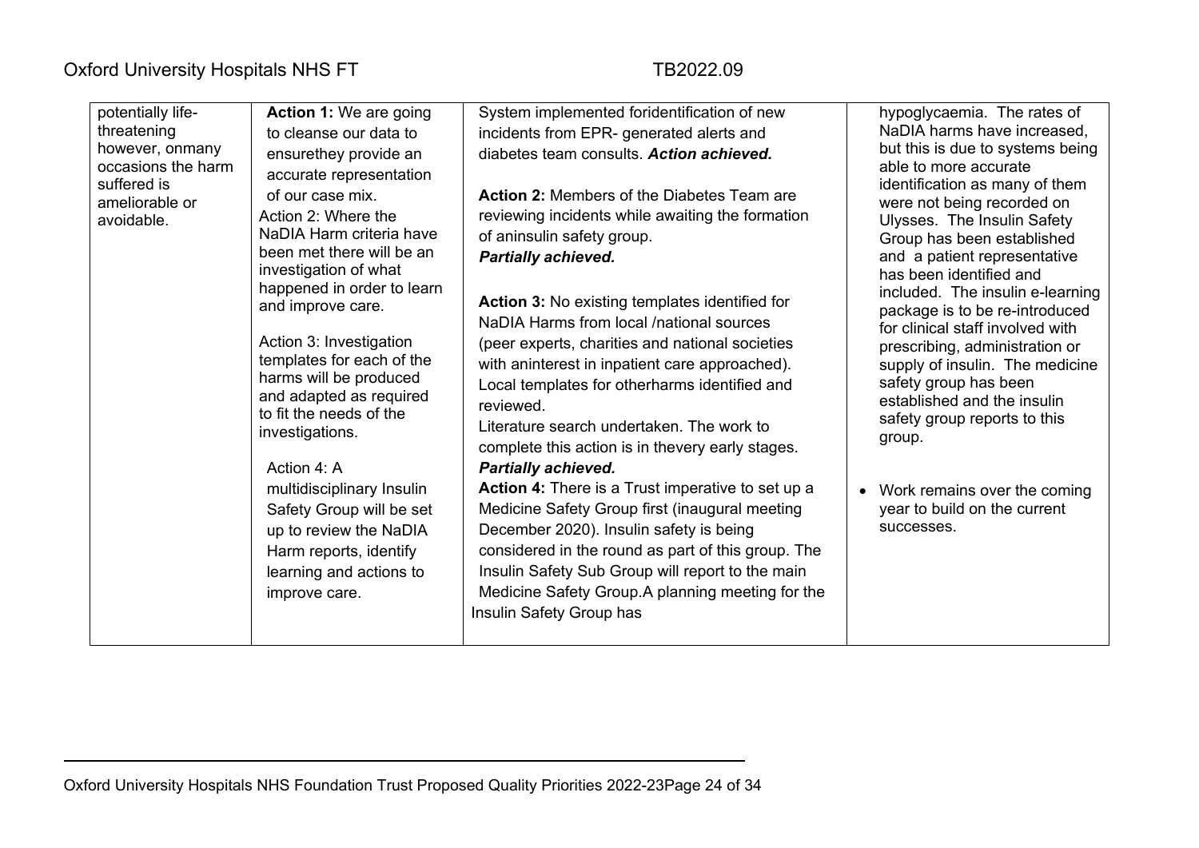| | | | |
|---|---|---|---|
| potentially life-threatening however, onmany occasions the harm suffered is ameliorable or avoidable. | **Action 1:** We are going to cleanse our data to ensurethey provide an accurate representation of our case mix.<br><br>Action 2: Where the NaDIA Harm criteria have been met there will be an investigation of what happened in order to learn and improve care.<br><br>Action 3: Investigation templates for each of the harms will be produced and adapted as required to fit the needs of the investigations.<br><br>Action 4: A multidisciplinary Insulin Safety Group will be set up to review the NaDIA Harm reports, identify learning and actions to improve care. | System implemented foridentification of new incidents from EPR- generated alerts and diabetes team consults. ***Action achieved.***<br><br>**Action 2:** Members of the Diabetes Team are reviewing incidents while awaiting the formation of aninsulin safety group.<br>***Partially achieved.***<br><br>**Action 3:** No existing templates identified for NaDIA Harms from local /national sources (peer experts, charities and national societies with aninterest in inpatient care approached). Local templates for otherharms identified and reviewed.<br>Literature search undertaken. The work to complete this action is in thevery early stages.<br>***Partially achieved.***<br>**Action 4:** There is a Trust imperative to set up a Medicine Safety Group first (inaugural meeting December 2020). Insulin safety is being considered in the round as part of this group. The Insulin Safety Sub Group will report to the main Medicine Safety Group.A planning meeting for the Insulin Safety Group has | hypoglycaemia. The rates of NaDIA harms have increased, but this is due to systems being able to more accurate identification as many of them were not being recorded on Ulysses. The Insulin Safety Group has been established and a patient representative has been identified and included. The insulin e-learning package is to be re-introduced for clinical staff involved with prescribing, administration or supply of insulin. The medicine safety group has been established and the insulin safety group reports to this group.<br><br>• Work remains over the coming year to build on the current successes. |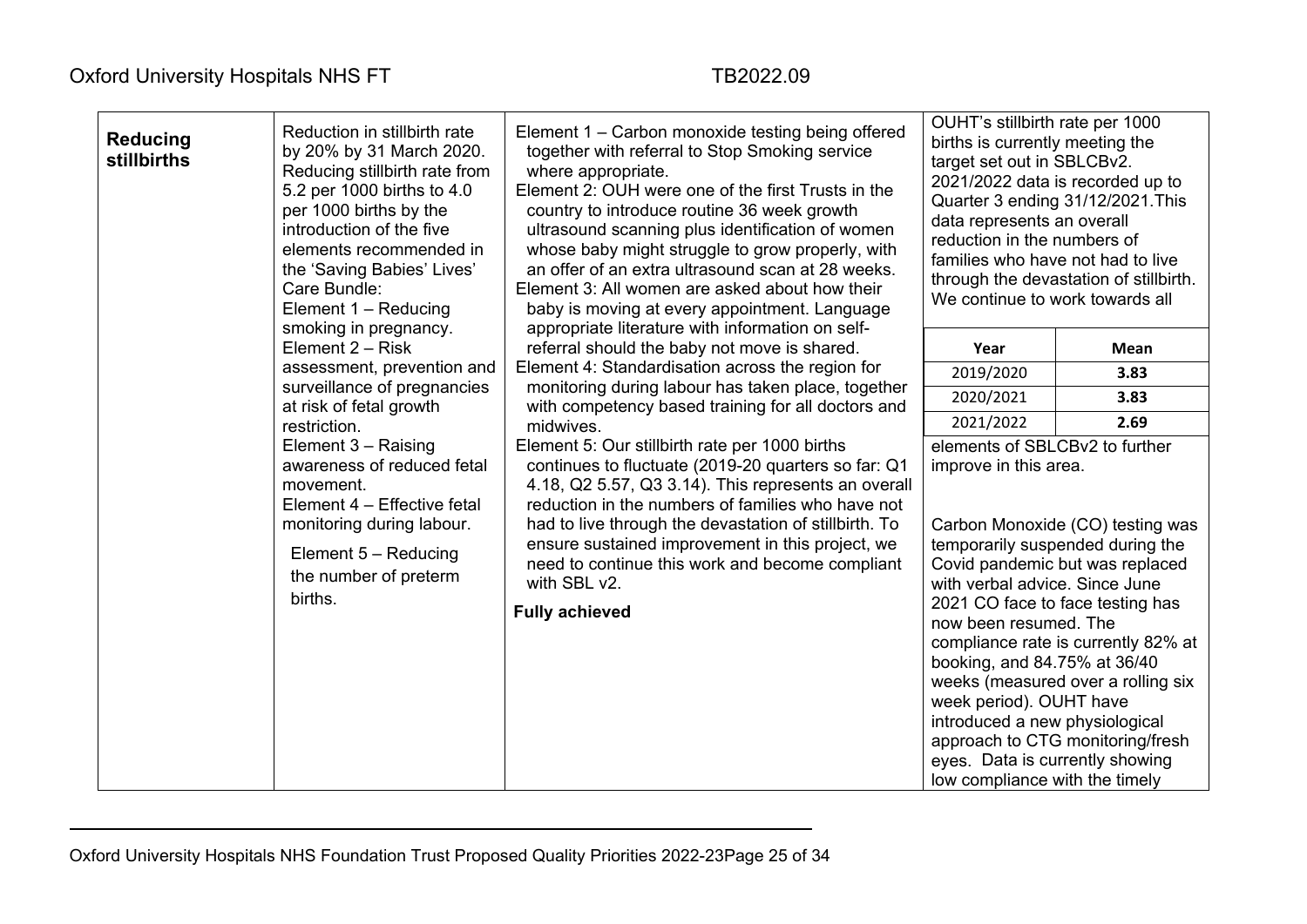| | | | |
|---|---|---|---|
| **Reducing stillbirths** | Reduction in stillbirth rate by 20% by 31 March 2020. Reducing stillbirth rate from 5.2 per 1000 births to 4.0 per 1000 births by the introduction of the five elements recommended in the 'Saving Babies' Lives' Care Bundle:<br>Element 1 – Reducing smoking in pregnancy.<br>Element 2 – Risk assessment, prevention and surveillance of pregnancies at risk of fetal growth restriction.<br>Element 3 – Raising awareness of reduced fetal movement.<br>Element 4 – Effective fetal monitoring during labour.<br>Element 5 – Reducing the number of preterm births. | Element 1 – Carbon monoxide testing being offered together with referral to Stop Smoking service where appropriate.<br>Element 2: OUH were one of the first Trusts in the country to introduce routine 36 week growth ultrasound scanning plus identification of women whose baby might struggle to grow properly, with an offer of an extra ultrasound scan at 28 weeks.<br>Element 3: All women are asked about how their baby is moving at every appointment. Language appropriate literature with information on self-referral should the baby not move is shared.<br>Element 4: Standardisation across the region for monitoring during labour has taken place, together with competency based training for all doctors and midwives.<br>Element 5: Our stillbirth rate per 1000 births continues to fluctuate (2019-20 quarters so far: Q1 4.18, Q2 5.57, Q3 3.14). This represents an overall reduction in the numbers of families who have not had to live through the devastation of stillbirth. To ensure sustained improvement in this project, we need to continue this work and become compliant with SBL v2.<br><br>**Fully achieved** | OUHT's stillbirth rate per 1000 births is currently meeting the target set out in SBLCBv2. 2021/2022 data is recorded up to Quarter 3 ending 31/12/2021.This data represents an overall reduction in the numbers of families who have not had to live through the devastation of stillbirth. We continue to work towards all<br><br>**Year** / **Mean**<br>2019/2020 – **3.83**<br>2020/2021 – **3.83**<br>2021/2022 – **2.69**<br><br>elements of SBLCBv2 to further improve in this area.<br><br>Carbon Monoxide (CO) testing was temporarily suspended during the Covid pandemic but was replaced with verbal advice. Since June 2021 CO face to face testing has now been resumed. The compliance rate is currently 82% at booking, and 84.75% at 36/40 weeks (measured over a rolling six week period). OUHT have introduced a new physiological approach to CTG monitoring/fresh eyes. Data is currently showing low compliance with the timely |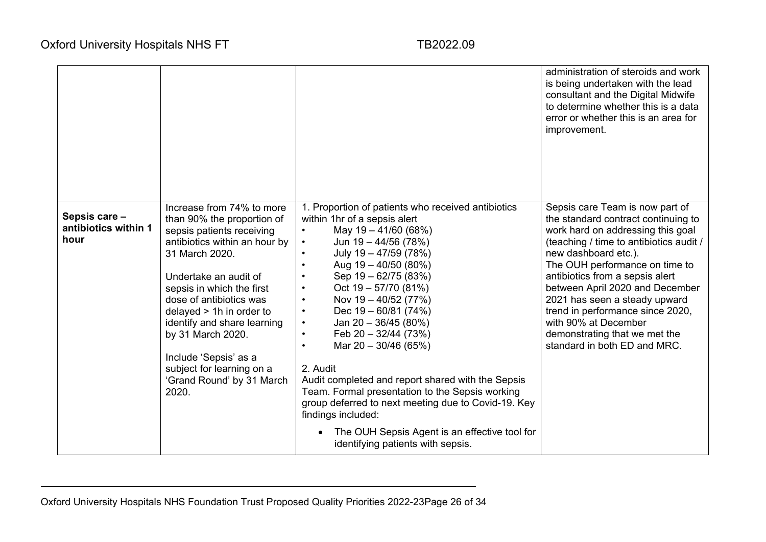| | | | |
|---|---|---|---|
| | | | administration of steroids and work is being undertaken with the lead consultant and the Digital Midwife to determine whether this is a data error or whether this is an area for improvement. |
| **Sepsis care – antibiotics within 1 hour** | Increase from 74% to more than 90% the proportion of sepsis patients receiving antibiotics within an hour by 31 March 2020.<br><br>Undertake an audit of sepsis in which the first dose of antibiotics was delayed > 1h in order to identify and share learning by 31 March 2020.<br><br>Include 'Sepsis' as a subject for learning on a 'Grand Round' by 31 March 2020. | 1. Proportion of patients who received antibiotics within 1hr of a sepsis alert<br>• May 19 – 41/60 (68%)<br>• Jun 19 – 44/56 (78%)<br>• July 19 – 47/59 (78%)<br>• Aug 19 – 40/50 (80%)<br>• Sep 19 – 62/75 (83%)<br>• Oct 19 – 57/70 (81%)<br>• Nov 19 – 40/52 (77%)<br>• Dec 19 – 60/81 (74%)<br>• Jan 20 – 36/45 (80%)<br>• Feb 20 – 32/44 (73%)<br>• Mar 20 – 30/46 (65%)<br><br>2. Audit<br>Audit completed and report shared with the Sepsis Team. Formal presentation to the Sepsis working group deferred to next meeting due to Covid-19. Key findings included:<br>• The OUH Sepsis Agent is an effective tool for identifying patients with sepsis. | Sepsis care Team is now part of the standard contract continuing to work hard on addressing this goal (teaching / time to antibiotics audit / new dashboard etc.).<br>The OUH performance on time to antibiotics from a sepsis alert between April 2020 and December 2021 has seen a steady upward trend in performance since 2020, with 90% at December demonstrating that we met the standard in both ED and MRC. |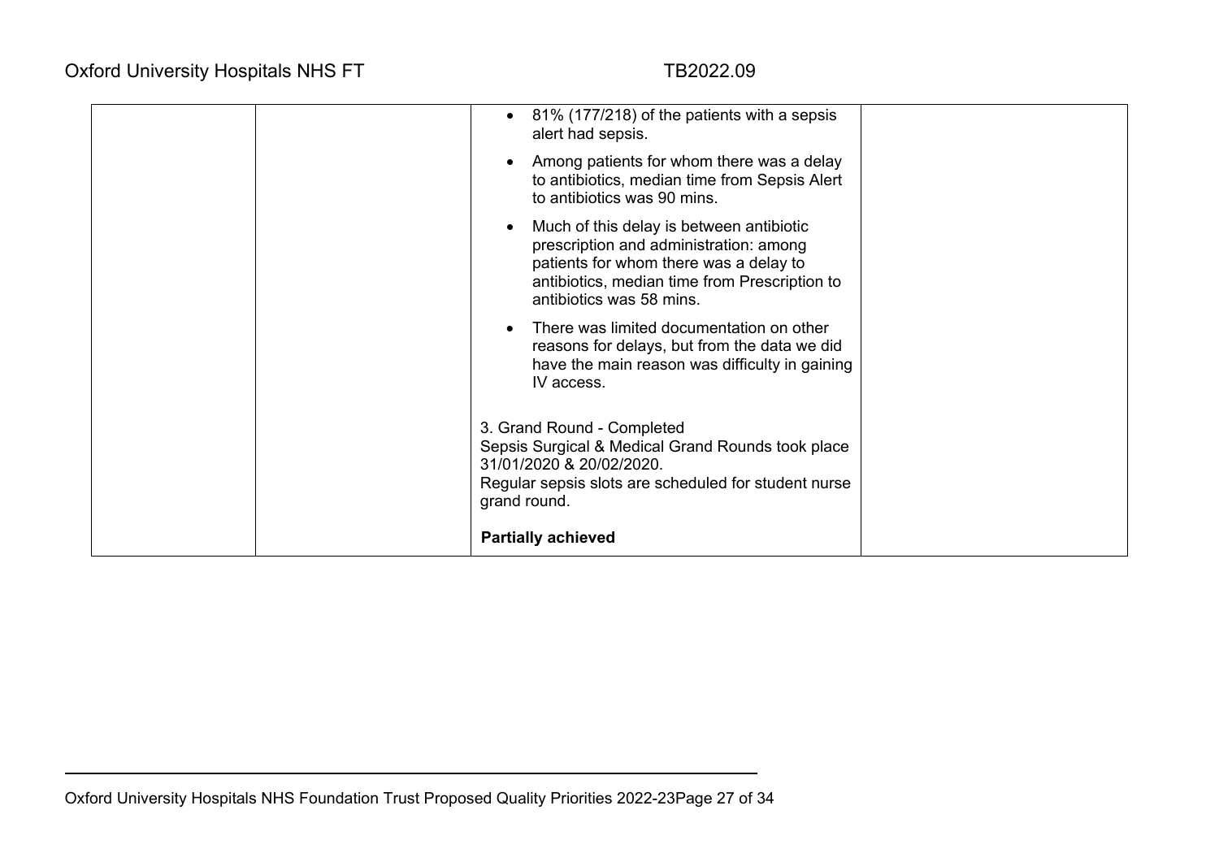| | | | |
|---|---|---|---|
| | | • 81% (177/218) of the patients with a sepsis alert had sepsis.<br>• Among patients for whom there was a delay to antibiotics, median time from Sepsis Alert to antibiotics was 90 mins.<br>• Much of this delay is between antibiotic prescription and administration: among patients for whom there was a delay to antibiotics, median time from Prescription to antibiotics was 58 mins.<br>• There was limited documentation on other reasons for delays, but from the data we did have the main reason was difficulty in gaining IV access.<br><br>3. Grand Round - Completed<br>Sepsis Surgical & Medical Grand Rounds took place 31/01/2020 & 20/02/2020.<br>Regular sepsis slots are scheduled for student nurse grand round.<br><br>**Partially achieved** | |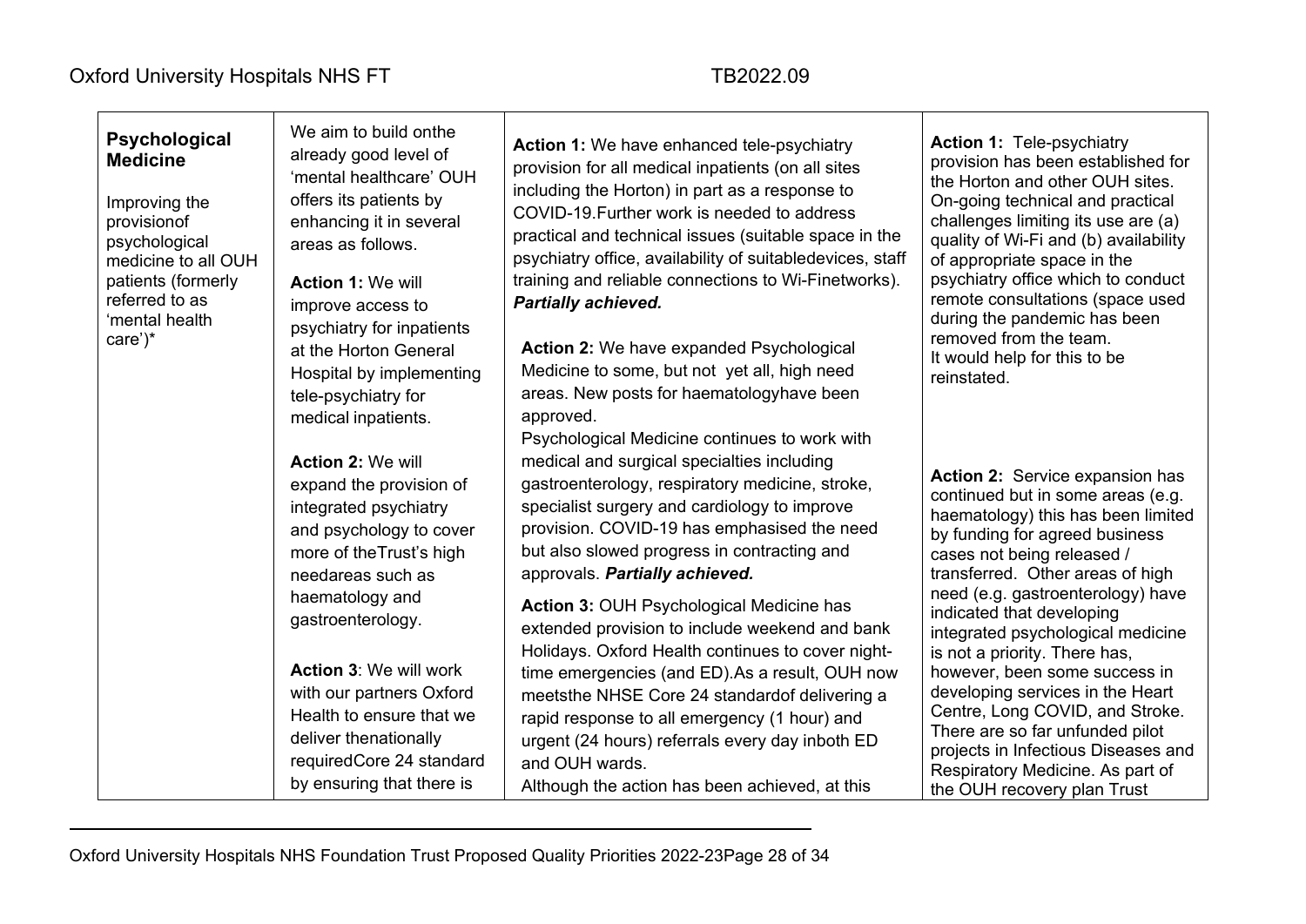| **Psychological Medicine**<br><br>Improving the provisionof psychological medicine to all OUH patients (formerly referred to as 'mental health care')* | We aim to build onthe already good level of 'mental healthcare' OUH offers its patients by enhancing it in several areas as follows.<br><br>**Action 1:** We will improve access to psychiatry for inpatients at the Horton General Hospital by implementing tele-psychiatry for medical inpatients.<br><br>**Action 2:** We will expand the provision of integrated psychiatry and psychology to cover more of theTrust's high needareas such as haematology and gastroenterology.<br><br>**Action 3**: We will work with our partners Oxford Health to ensure that we deliver thenationally requiredCore 24 standard by ensuring that there is | **Action 1:** We have enhanced tele-psychiatry provision for all medical inpatients (on all sites including the Horton) in part as a response to COVID-19.Further work is needed to address practical and technical issues (suitable space in the psychiatry office, availability of suitabledevices, staff training and reliable connections to Wi-Finetworks). ***Partially achieved.***<br><br>**Action 2:** We have expanded Psychological Medicine to some, but not yet all, high need areas. New posts for haematologyhave been approved.<br>Psychological Medicine continues to work with medical and surgical specialties including gastroenterology, respiratory medicine, stroke, specialist surgery and cardiology to improve provision. COVID-19 has emphasised the need but also slowed progress in contracting and approvals. ***Partially achieved.***<br><br>**Action 3:** OUH Psychological Medicine has extended provision to include weekend and bank Holidays. Oxford Health continues to cover night-time emergencies (and ED).As a result, OUH now meetsthe NHSE Core 24 standardof delivering a rapid response to all emergency (1 hour) and urgent (24 hours) referrals every day inboth ED and OUH wards.<br>Although the action has been achieved, at this | **Action 1:** Tele-psychiatry provision has been established for the Horton and other OUH sites. On-going technical and practical challenges limiting its use are (a) quality of Wi-Fi and (b) availability of appropriate space in the psychiatry office which to conduct remote consultations (space used during the pandemic has been removed from the team.<br>It would help for this to be reinstated.<br><br>**Action 2:** Service expansion has continued but in some areas (e.g. haematology) this has been limited by funding for agreed business cases not being released / transferred. Other areas of high need (e.g. gastroenterology) have indicated that developing integrated psychological medicine is not a priority. There has, however, been some success in developing services in the Heart Centre, Long COVID, and Stroke. There are so far unfunded pilot projects in Infectious Diseases and Respiratory Medicine. As part of the OUH recovery plan Trust |
|---|---|---|---|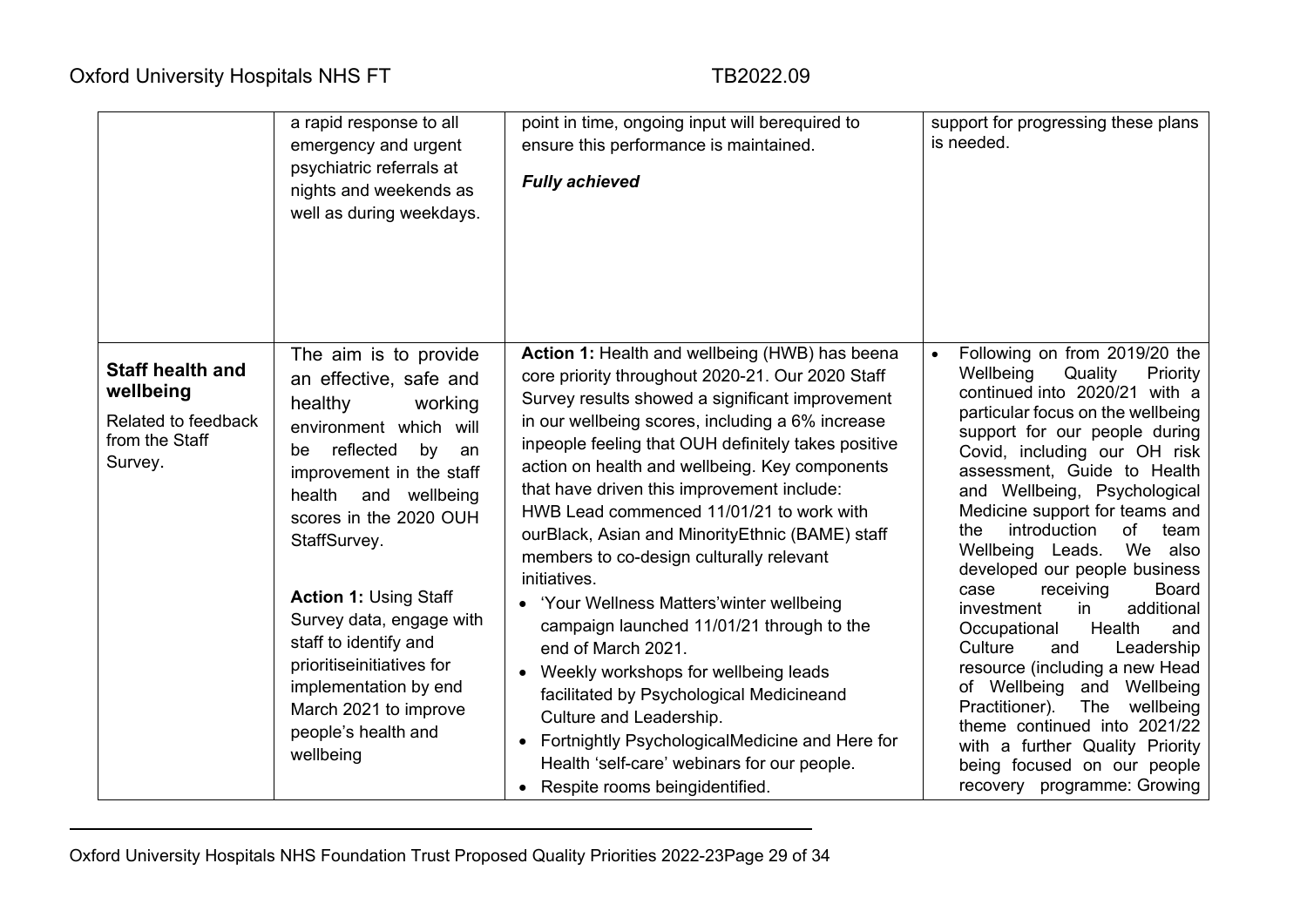| | | | |
|---|---|---|---|
| | a rapid response to all emergency and urgent psychiatric referrals at nights and weekends as well as during weekdays. | point in time, ongoing input will berequired to ensure this performance is maintained.<br><br>***Fully achieved*** | support for progressing these plans is needed. |
| **Staff health and wellbeing**<br><br>Related to feedback from the Staff Survey. | The aim is to provide an effective, safe and healthy working environment which will be reflected by an improvement in the staff health and wellbeing scores in the 2020 OUH StaffSurvey.<br><br>**Action 1:** Using Staff Survey data, engage with staff to identify and prioritiseinitiatives for implementation by end March 2021 to improve people's health and wellbeing | **Action 1:** Health and wellbeing (HWB) has beena core priority throughout 2020-21. Our 2020 Staff Survey results showed a significant improvement in our wellbeing scores, including a 6% increase inpeople feeling that OUH definitely takes positive action on health and wellbeing. Key components that have driven this improvement include:<br>HWB Lead commenced 11/01/21 to work with ourBlack, Asian and MinorityEthnic (BAME) staff members to co-design culturally relevant initiatives.<br>• 'Your Wellness Matters'winter wellbeing campaign launched 11/01/21 through to the end of March 2021.<br>• Weekly workshops for wellbeing leads facilitated by Psychological Medicineand Culture and Leadership.<br>• Fortnightly PsychologicalMedicine and Here for Health 'self-care' webinars for our people.<br>• Respite rooms beingidentified. | • Following on from 2019/20 the Wellbeing Quality Priority continued into 2020/21 with a particular focus on the wellbeing support for our people during Covid, including our OH risk assessment, Guide to Health and Wellbeing, Psychological Medicine support for teams and the introduction of team Wellbeing Leads. We also developed our people business case receiving Board investment in additional Occupational Health and Culture and Leadership resource (including a new Head of Wellbeing and Wellbeing Practitioner). The wellbeing theme continued into 2021/22 with a further Quality Priority being focused on our people recovery programme: Growing |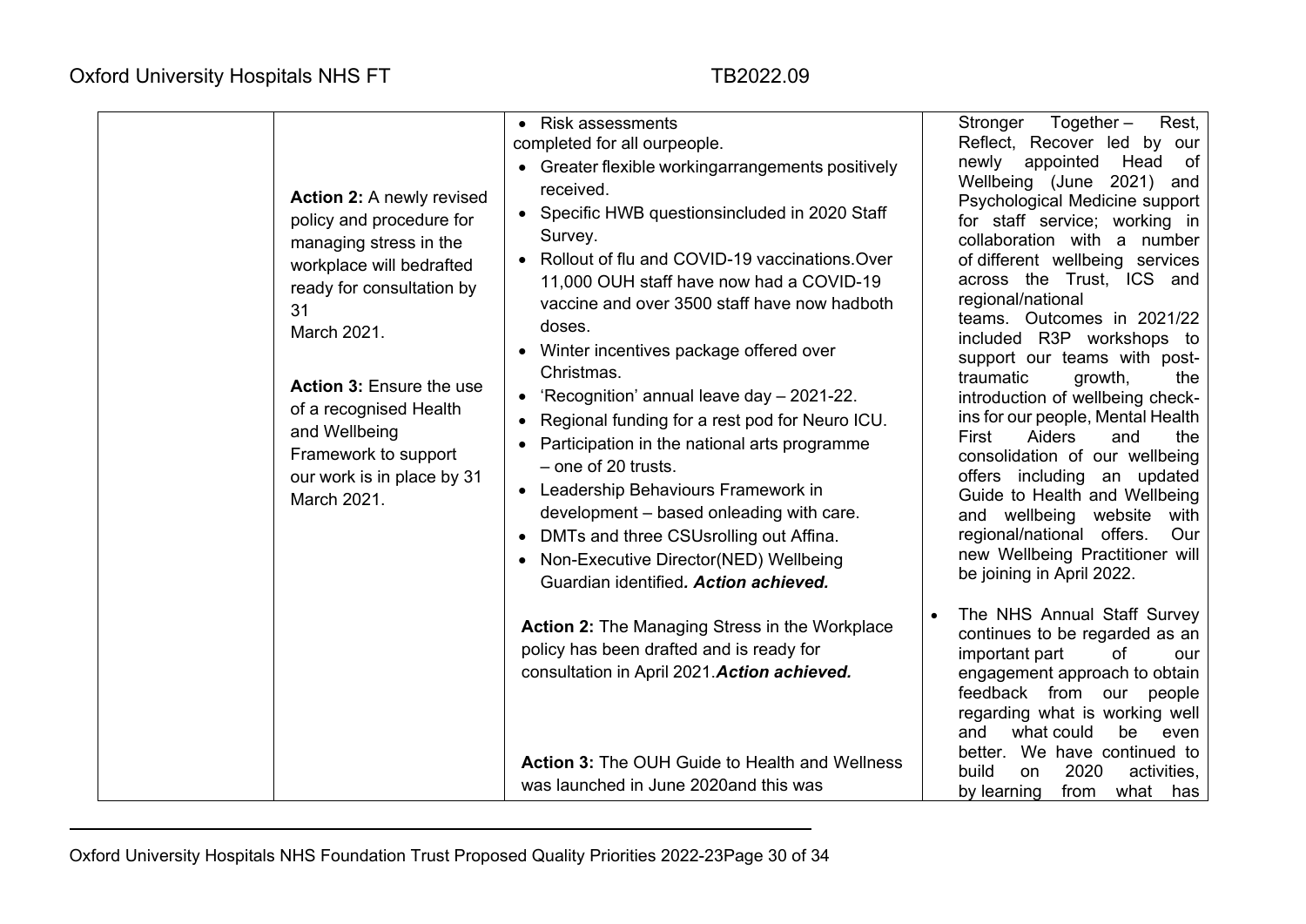| | | | |
|---|---|---|---|
| | **Action 2:** A newly revised policy and procedure for managing stress in the workplace will bedrafted ready for consultation by 31 March 2021.<br><br>**Action 3:** Ensure the use of a recognised Health and Wellbeing Framework to support our work is in place by 31 March 2021. | • Risk assessments completed for all ourpeople.<br>• Greater flexible workingarrangements positively received.<br>• Specific HWB questionsincluded in 2020 Staff Survey.<br>• Rollout of flu and COVID-19 vaccinations.Over 11,000 OUH staff have now had a COVID-19 vaccine and over 3500 staff have now hadboth doses.<br>• Winter incentives package offered over Christmas.<br>• 'Recognition' annual leave day – 2021-22.<br>• Regional funding for a rest pod for Neuro ICU.<br>• Participation in the national arts programme – one of 20 trusts.<br>• Leadership Behaviours Framework in development – based onleading with care.<br>• DMTs and three CSUsrolling out Affina.<br>• Non-Executive Director(NED) Wellbeing Guardian identified***. Action achieved.***<br><br>**Action 2:** The Managing Stress in the Workplace policy has been drafted and is ready for consultation in April 2021.***Action achieved.***<br><br>**Action 3:** The OUH Guide to Health and Wellness was launched in June 2020and this was | Stronger Together – Rest, Reflect, Recover led by our newly appointed Head of Wellbeing (June 2021) and Psychological Medicine support for staff service; working in collaboration with a number of different wellbeing services across the Trust, ICS and regional/national teams. Outcomes in 2021/22 included R3P workshops to support our teams with post-traumatic growth, the introduction of wellbeing check-ins for our people, Mental Health First Aiders and the consolidation of our wellbeing offers including an updated Guide to Health and Wellbeing and wellbeing website with regional/national offers. Our new Wellbeing Practitioner will be joining in April 2022.<br><br>• The NHS Annual Staff Survey continues to be regarded as an important part of our engagement approach to obtain feedback from our people regarding what is working well and what could be even better. We have continued to build on 2020 activities, by learning from what has |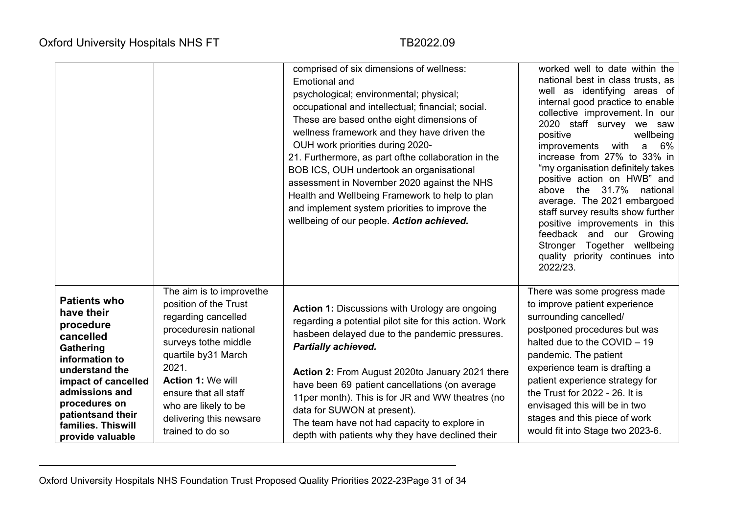| | | | |
|---|---|---|---|
| | | comprised of six dimensions of wellness: Emotional and psychological; environmental; physical; occupational and intellectual; financial; social. These are based onthe eight dimensions of wellness framework and they have driven the OUH work priorities during 2020-21. Furthermore, as part ofthe collaboration in the BOB ICS, OUH undertook an organisational assessment in November 2020 against the NHS Health and Wellbeing Framework to help to plan and implement system priorities to improve the wellbeing of our people. ***Action achieved.*** | worked well to date within the national best in class trusts, as well as identifying areas of internal good practice to enable collective improvement. In our 2020 staff survey we saw positive wellbeing improvements with a 6% increase from 27% to 33% in "my organisation definitely takes positive action on HWB" and above the 31.7% national average. The 2021 embargoed staff survey results show further positive improvements in this feedback and our Growing Stronger Together wellbeing quality priority continues into 2022/23. |
| **Patients who have their procedure cancelled Gathering information to understand the impact of cancelled admissions and procedures on patientsand their families. Thiswill provide valuable** | The aim is to improvethe position of the Trust regarding cancelled proceduresin national surveys tothe middle quartile by31 March 2021.<br>**Action 1:** We will ensure that all staff who are likely to be delivering this newsare trained to do so | **Action 1:** Discussions with Urology are ongoing regarding a potential pilot site for this action. Work hasbeen delayed due to the pandemic pressures. ***Partially achieved.***<br><br>**Action 2:** From August 2020to January 2021 there have been 69 patient cancellations (on average 11per month). This is for JR and WW theatres (no data for SUWON at present).<br>The team have not had capacity to explore in depth with patients why they have declined their | There was some progress made to improve patient experience surrounding cancelled/ postponed procedures but was halted due to the COVID – 19 pandemic. The patient experience team is drafting a patient experience strategy for the Trust for 2022 - 26. It is envisaged this will be in two stages and this piece of work would fit into Stage two 2023-6. |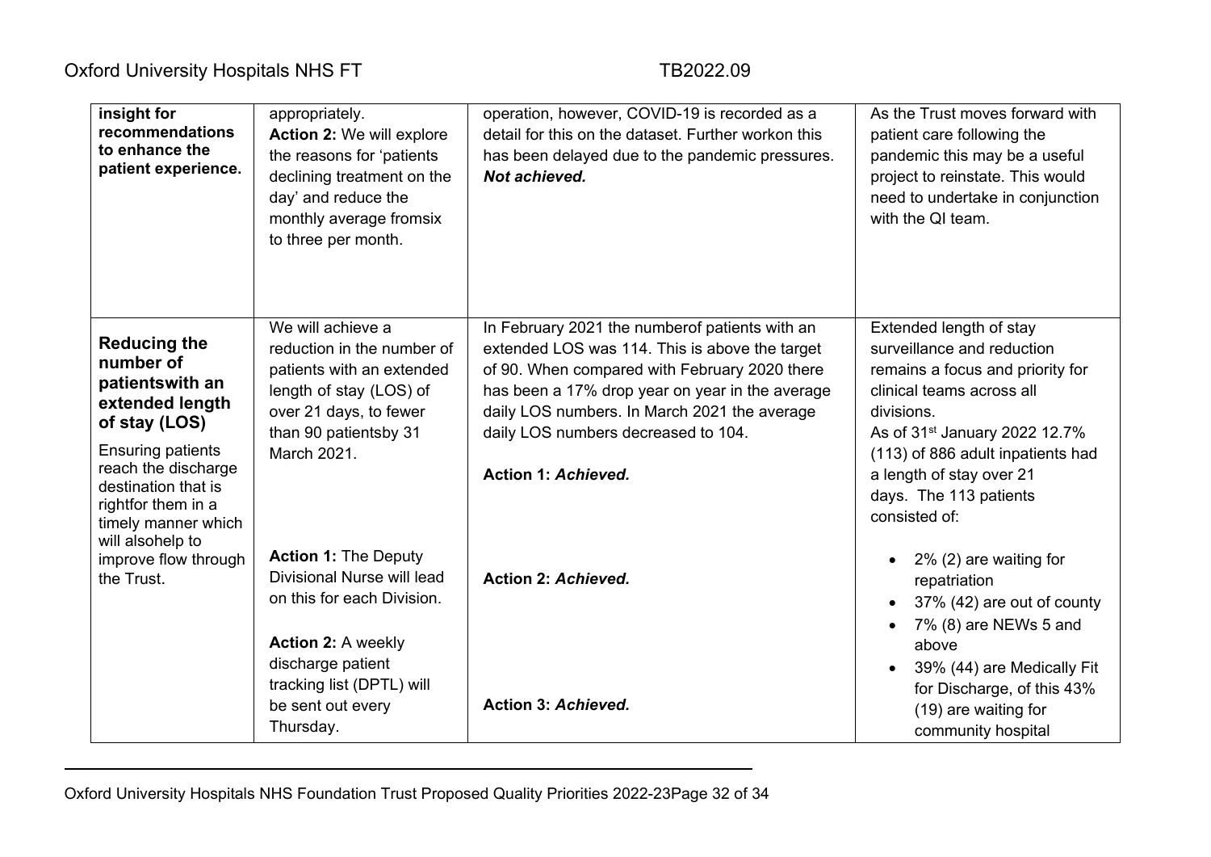| | | | |
|---|---|---|---|
| **insight for recommendations to enhance the patient experience.** | appropriately.<br>**Action 2:** We will explore the reasons for 'patients declining treatment on the day' and reduce the monthly average fromsix to three per month. | operation, however, COVID-19 is recorded as a detail for this on the dataset. Further workon this has been delayed due to the pandemic pressures. ***Not achieved.*** | As the Trust moves forward with patient care following the pandemic this may be a useful project to reinstate. This would need to undertake in conjunction with the QI team. |
| **Reducing the number of patientswith an extended length of stay (LOS)**<br>Ensuring patients reach the discharge destination that is rightfor them in a timely manner which will alsohelp to improve flow through the Trust. | We will achieve a reduction in the number of patients with an extended length of stay (LOS) of over 21 days, to fewer than 90 patientsby 31 March 2021.<br>**Action 1:** The Deputy Divisional Nurse will lead on this for each Division.<br>**Action 2:** A weekly discharge patient tracking list (DPTL) will be sent out every Thursday. | In February 2021 the numberof patients with an extended LOS was 114. This is above the target of 90. When compared with February 2020 there has been a 17% drop year on year in the average daily LOS numbers. In March 2021 the average daily LOS numbers decreased to 104.<br>**Action 1: *Achieved.***<br>**Action 2: *Achieved.***<br>**Action 3: *Achieved.*** | Extended length of stay surveillance and reduction remains a focus and priority for clinical teams across all divisions.<br>As of 31st January 2022 12.7% (113) of 886 adult inpatients had a length of stay over 21 days. The 113 patients consisted of:<br>• 2% (2) are waiting for repatriation<br>• 37% (42) are out of county<br>• 7% (8) are NEWs 5 and above<br>• 39% (44) are Medically Fit for Discharge, of this 43% (19) are waiting for community hospital |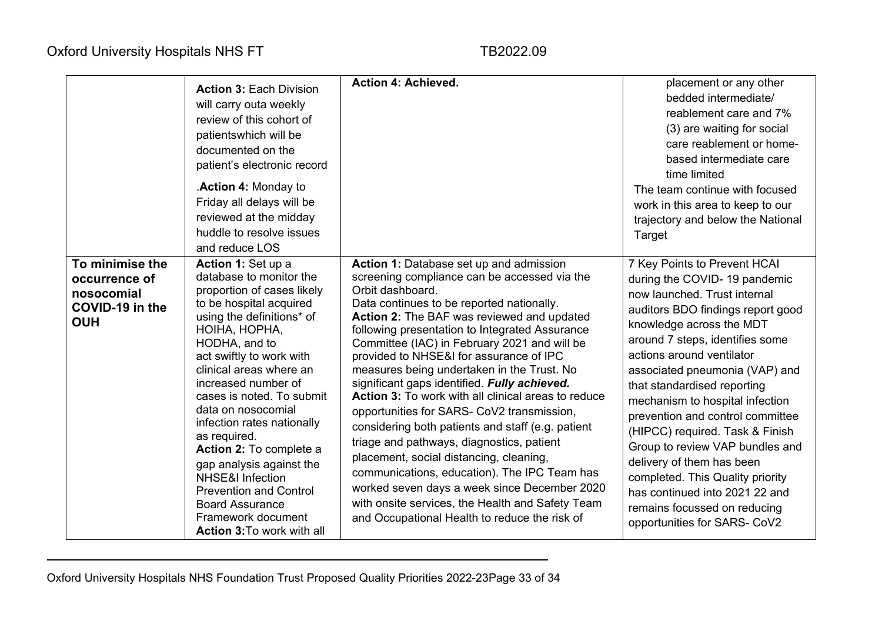| | | | |
|---|---|---|---|
| | **Action 3:** Each Division will carry outa weekly review of this cohort of patientswhich will be documented on the patient's electronic record<br><br>.**Action 4:** Monday to Friday all delays will be reviewed at the midday huddle to resolve issues and reduce LOS | **Action 4: Achieved.** | placement or any other bedded intermediate/ reablement care and 7% (3) are waiting for social care reablement or home-based intermediate care time limited<br>The team continue with focused work in this area to keep to our trajectory and below the National Target |
| **To minimise the occurrence of nosocomial COVID-19 in the OUH** | **Action 1:** Set up a database to monitor the proportion of cases likely to be hospital acquired using the definitions* of HOIHA, HOPHA, HODHA, and to act swiftly to work with clinical areas where an increased number of cases is noted. To submit data on nosocomial infection rates nationally as required.<br>**Action 2:** To complete a gap analysis against the NHSE&I Infection Prevention and Control Board Assurance Framework document<br>**Action 3:**To work with all | **Action 1:** Database set up and admission screening compliance can be accessed via the Orbit dashboard.<br>Data continues to be reported nationally.<br>**Action 2:** The BAF was reviewed and updated following presentation to Integrated Assurance Committee (IAC) in February 2021 and will be provided to NHSE&I for assurance of IPC measures being undertaken in the Trust. No significant gaps identified. ***Fully achieved.***<br>**Action 3:** To work with all clinical areas to reduce opportunities for SARS- CoV2 transmission, considering both patients and staff (e.g. patient triage and pathways, diagnostics, patient placement, social distancing, cleaning, communications, education). The IPC Team has worked seven days a week since December 2020 with onsite services, the Health and Safety Team and Occupational Health to reduce the risk of | 7 Key Points to Prevent HCAI during the COVID- 19 pandemic now launched. Trust internal auditors BDO findings report good knowledge across the MDT around 7 steps, identifies some actions around ventilator associated pneumonia (VAP) and that standardised reporting mechanism to hospital infection prevention and control committee (HIPCC) required. Task & Finish Group to review VAP bundles and delivery of them has been completed. This Quality priority has continued into 2021 22 and remains focussed on reducing opportunities for SARS- CoV2 |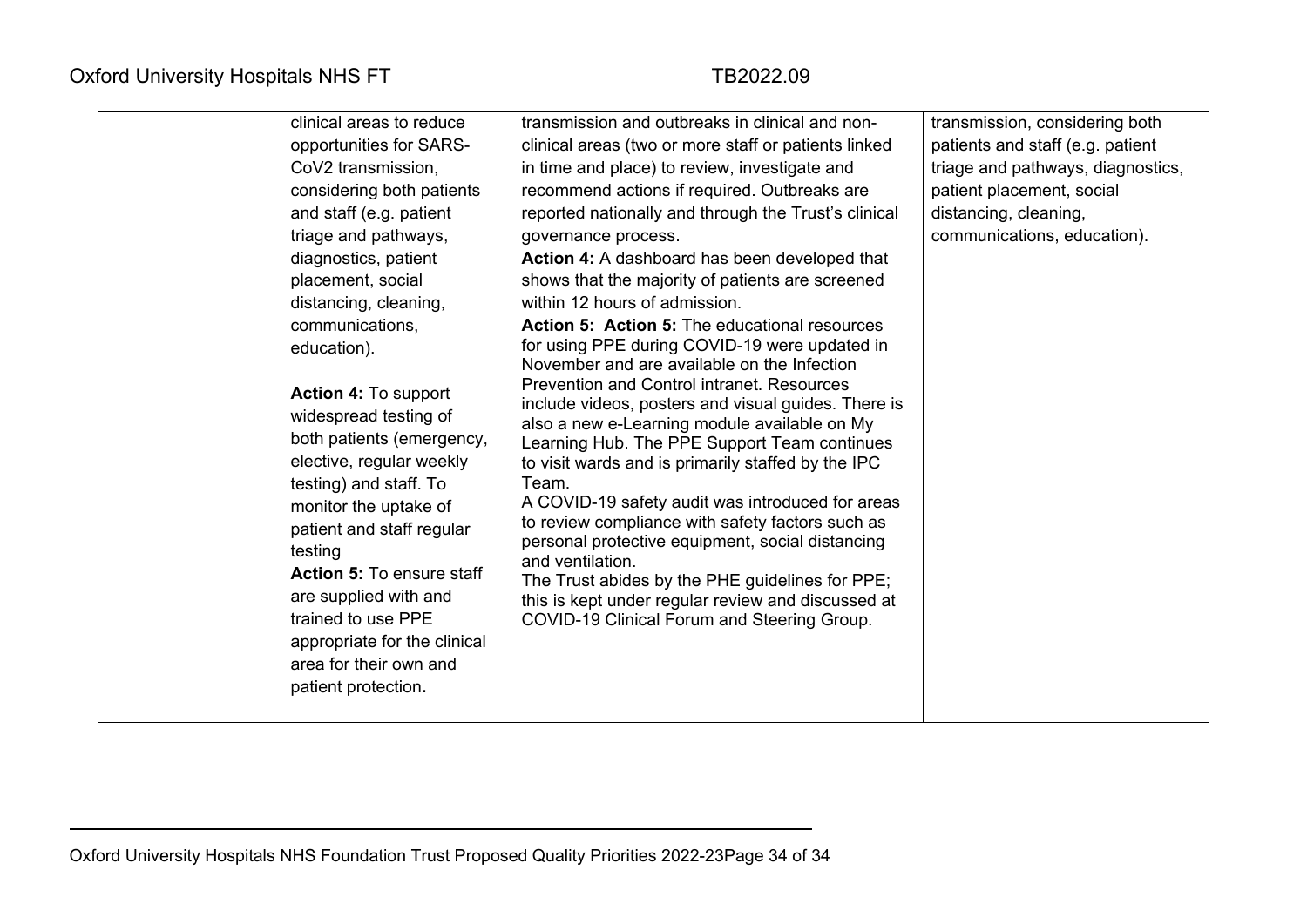| | | | |
|---|---|---|---|
| | clinical areas to reduce opportunities for SARS-CoV2 transmission, considering both patients and staff (e.g. patient triage and pathways, diagnostics, patient placement, social distancing, cleaning, communications, education).<br><br>**Action 4:** To support widespread testing of both patients (emergency, elective, regular weekly testing) and staff. To monitor the uptake of patient and staff regular testing<br>**Action 5:** To ensure staff are supplied with and trained to use PPE appropriate for the clinical area for their own and patient protection**.** | transmission and outbreaks in clinical and non-clinical areas (two or more staff or patients linked in time and place) to review, investigate and recommend actions if required. Outbreaks are reported nationally and through the Trust's clinical governance process.<br>**Action 4:** A dashboard has been developed that shows that the majority of patients are screened within 12 hours of admission.<br>**Action 5: Action 5:** The educational resources for using PPE during COVID-19 were updated in November and are available on the Infection Prevention and Control intranet. Resources include videos, posters and visual guides. There is also a new e-Learning module available on My Learning Hub. The PPE Support Team continues to visit wards and is primarily staffed by the IPC Team.<br>A COVID-19 safety audit was introduced for areas to review compliance with safety factors such as personal protective equipment, social distancing and ventilation.<br>The Trust abides by the PHE guidelines for PPE; this is kept under regular review and discussed at COVID-19 Clinical Forum and Steering Group. | transmission, considering both patients and staff (e.g. patient triage and pathways, diagnostics, patient placement, social distancing, cleaning, communications, education). |